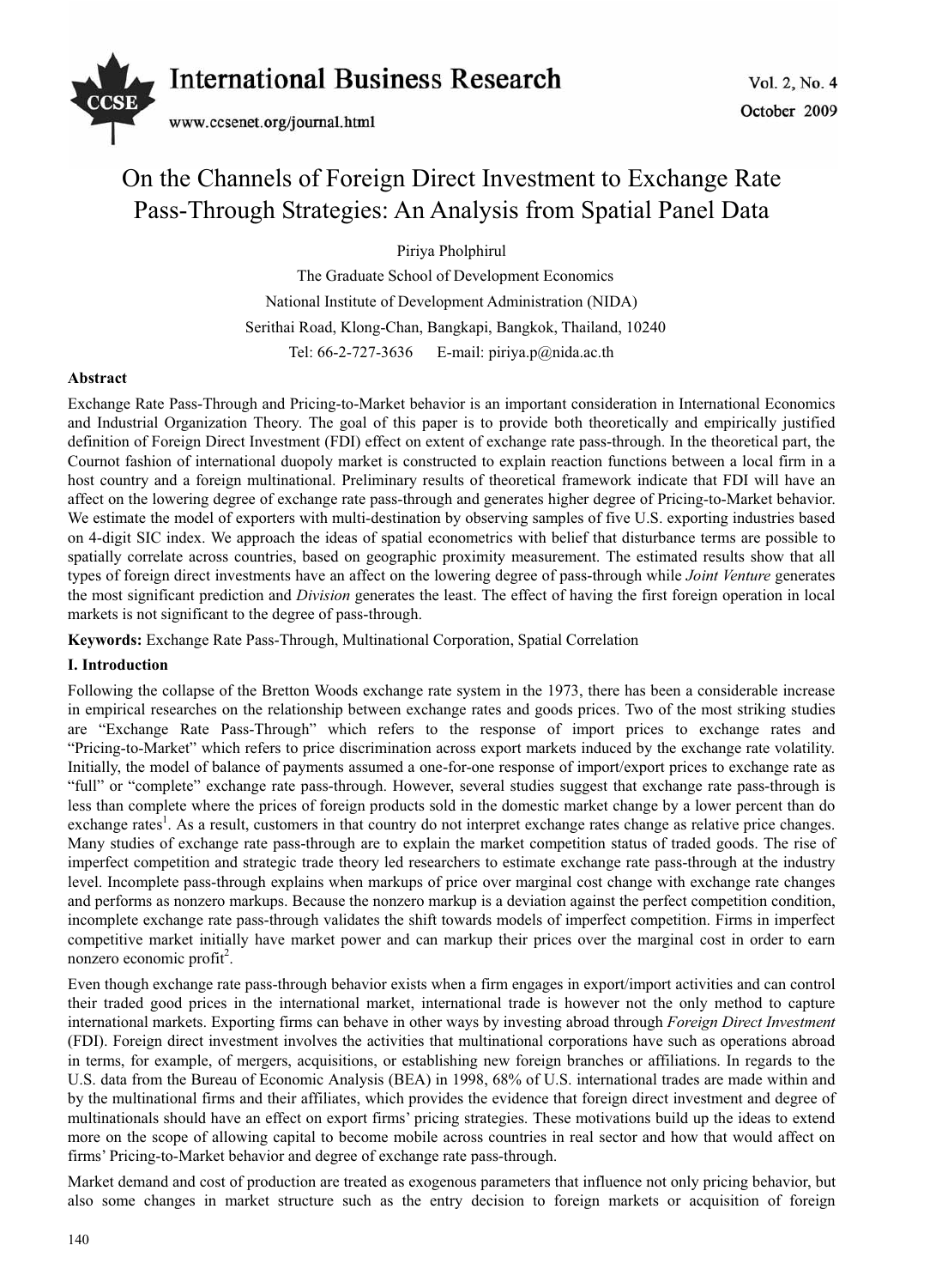# On the Channels of Foreign Direct Investment to Exchange Rate Pass-Through Strategies: An Analysis from Spatial Panel Data

Piriya Pholphirul

The Graduate School of Development Economics

National Institute of Development Administration (NIDA)

Serithai Road, Klong-Chan, Bangkapi, Bangkok, Thailand, 10240

Tel: 66-2-727-3636 E-mail: piriya.p@nida.ac.th

## Abstract

Exchange Rate Pass-Through and Pricing-to-Market behavior is an important consideration in International Economics and Industrial Organization Theory. The goal of this paper is to provide both theoretically and empirically justified definition of Foreign Direct Investment (FDI) effect on extent of exchange rate pass-through. In the theoretical part, the Cournot fashion of international duopoly market is constructed to explain reaction functions between a local firm in a host country and a foreign multinational. Preliminary results of theoretical framework indicate that FDI will have an affect on the lowering degree of exchange rate pass-through and generates higher degree of Pricing-to-Market behavior. We estimate the model of exporters with multi-destination by observing samples of five U.S. exporting industries based on 4-digit SIC index. We approach the ideas of spatial econometrics with belief that disturbance terms are possible to spatially correlate across countries, based on geographic proximity measurement. The estimated results show that all types of foreign direct investments have an affect on the lowering degree of pass-through while *Joint Venture* generates the most significant prediction and *Division* generates the least. The effect of having the first foreign operation in local markets is not significant to the degree of pass-through.

**Keywords:** Exchange Rate Pass-Through, Multinational Corporation, Spatial Correlation

## I. Introduction

Following the collapse of the Bretton Woods exchange rate system in the 1973, there has been a considerable increase in empirical researches on the relationship between exchange rates and goods prices. Two of the most striking studies are "Exchange Rate Pass-Through" which refers to the response of import prices to exchange rates and "Pricing-to-Market" which refers to price discrimination across export markets induced by the exchange rate volatility. Initially, the model of balance of payments assumed a one-for-one response of import/export prices to exchange rate as "full" or "complete" exchange rate pass-through. However, several studies suggest that exchange rate pass-through is less than complete where the prices of foreign products sold in the domestic market change by a lower percent than do exchange rates[1]. As a result, customers in that country do not interpret exchange rates change as relative price changes. Many studies of exchange rate pass-through are to explain the market competition status of traded goods. The rise of imperfect competition and strategic trade theory led researchers to estimate exchange rate pass-through at the industry level. Incomplete pass-through explains when markups of price over marginal cost change with exchange rate changes and performs as nonzero markups. Because the nonzero markup is a deviation against the perfect competition condition, incomplete exchange rate pass-through validates the shift towards models of imperfect competition. Firms in imperfect competitive market initially have market power and can markup their prices over the marginal cost in order to earn nonzero economic profit[2].

Even though exchange rate pass-through behavior exists when a firm engages in export/import activities and can control their traded good prices in the international market, international trade is however not the only method to capture international markets. Exporting firms can behave in other ways by investing abroad through *Foreign Direct Investment* (FDI). Foreign direct investment involves the activities that multinational corporations have such as operations abroad in terms, for example, of mergers, acquisitions, or establishing new foreign branches or affiliations. In regards to the U.S. data from the Bureau of Economic Analysis (BEA) in 1998, 68% of U.S. international trades are made within and by the multinational firms and their affiliates, which provides the evidence that foreign direct investment and degree of multinationals should have an effect on export firms' pricing strategies. These motivations build up the ideas to extend more on the scope of allowing capital to become mobile across countries in real sector and how that would affect on firms' Pricing-to-Market behavior and degree of exchange rate pass-through.

Market demand and cost of production are treated as exogenous parameters that influence not only pricing behavior, but also some changes in market structure such as the entry decision to foreign markets or acquisition of foreign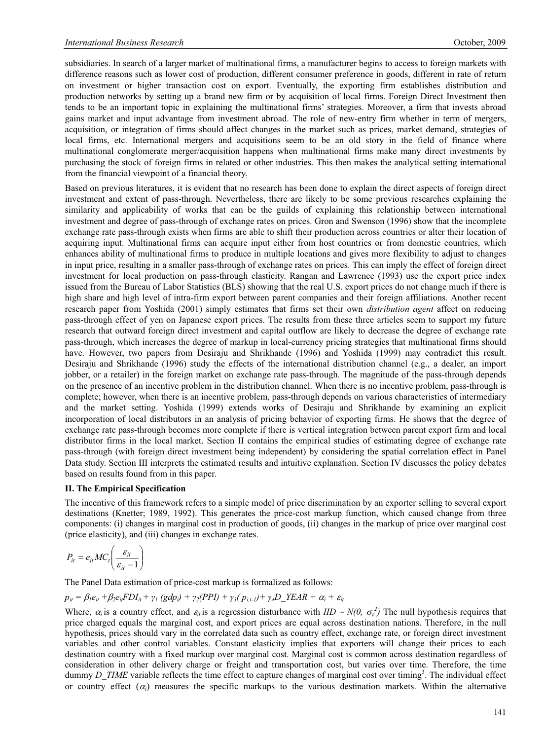subsidiaries. In search of a larger market of multinational firms, a manufacturer begins to access to foreign markets with difference reasons such as lower cost of production, different consumer preference in goods, different in rate of return on investment or higher transaction cost on export. Eventually, the exporting firm establishes distribution and production networks by setting up a brand new firm or by acquisition of local firms. Foreign Direct Investment then tends to be an important topic in explaining the multinational firms' strategies. Moreover, a firm that invests abroad gains market and input advantage from investment abroad. The role of new-entry firm whether in term of mergers, acquisition, or integration of firms should affect changes in the market such as prices, market demand, strategies of local firms, etc. International mergers and acquisitions seem to be an old story in the field of finance where multinational conglomerate merger/acquisition happens when multinational firms make many direct investments by purchasing the stock of foreign firms in related or other industries. This then makes the analytical setting international from the financial viewpoint of a financial theory.

Based on previous literatures, it is evident that no research has been done to explain the direct aspects of foreign direct investment and extent of pass-through. Nevertheless, there are likely to be some previous researches explaining the similarity and applicability of works that can be the guilds of explaining this relationship between international investment and degree of pass-through of exchange rates on prices. Gron and Swenson (1996) show that the incomplete exchange rate pass-through exists when firms are able to shift their production across countries or alter their location of acquiring input. Multinational firms can acquire input either from host countries or from domestic countries, which enhances ability of multinational firms to produce in multiple locations and gives more flexibility to adjust to changes in input price, resulting in a smaller pass-through of exchange rates on prices. This can imply the effect of foreign direct investment for local production on pass-through elasticity. Rangan and Lawrence (1993) use the export price index issued from the Bureau of Labor Statistics (BLS) showing that the real U.S. export prices do not change much if there is high share and high level of intra-firm export between parent companies and their foreign affiliations. Another recent research paper from Yoshida (2001) simply estimates that firms set their own *distribution agent* affect on reducing pass-through effect of yen on Japanese export prices. The results from these three articles seem to support my future research that outward foreign direct investment and capital outflow are likely to decrease the degree of exchange rate pass-through, which increases the degree of markup in local-currency pricing strategies that multinational firms should have. However, two papers from Desiraju and Shrikhande (1996) and Yoshida (1999) may contradict this result. Desiraju and Shrikhande (1996) study the effects of the international distribution channel (e.g., a dealer, an import jobber, or a retailer) in the foreign market on exchange rate pass-through. The magnitude of the pass-through depends on the presence of an incentive problem in the distribution channel. When there is no incentive problem, pass-through is complete; however, when there is an incentive problem, pass-through depends on various characteristics of intermediary and the market setting. Yoshida (1999) extends works of Desiraju and Shrikhande by examining an explicit incorporation of local distributors in an analysis of pricing behavior of exporting firms. He shows that the degree of exchange rate pass-through becomes more complete if there is vertical integration between parent export firm and local distributor firms in the local market. Section II contains the empirical studies of estimating degree of exchange rate pass-through (with foreign direct investment being independent) by considering the spatial correlation effect in Panel Data study. Section III interprets the estimated results and intuitive explanation. Section IV discusses the policy debates based on results found from in this paper.

## II. The Empirical Specification

The incentive of this framework refers to a simple model of price discrimination by an exporter selling to several export destinations (Knetter; 1989, 1992). This generates the price-cost markup function, which caused change from three components: (i) changes in marginal cost in production of goods, (ii) changes in the markup of price over marginal cost (price elasticity), and (iii) changes in exchange rates.

$$P_{it} = e_{it} MC_t \left( \frac{\varepsilon_{it}}{\varepsilon_{it} - 1} \right)$$

The Panel Data estimation of price-cost markup is formalized as follows:

$$p_{it} = \beta_1 e_{it} + \beta_2 e_{it} FDI_{it} + \gamma_1 (gdp_t) + \gamma_2 (PPI) + \gamma_3 (p_{i,t-1}) + \gamma_4 D\_YEAR + \alpha_i + \varepsilon_{it}$$

Where, $\alpha_i$ is a country effect, and $\varepsilon_{it}$ is a regression disturbance with $IID \sim N(0, \sigma_\varepsilon^2)$ The null hypothesis requires that price charged equals the marginal cost, and export prices are equal across destination nations. Therefore, in the null hypothesis, prices should vary in the correlated data such as country effect, exchange rate, or foreign direct investment variables and other control variables. Constant elasticity implies that exporters will change their prices to each destination country with a fixed markup over marginal cost. Marginal cost is common across destination regardless of consideration in other delivery charge or freight and transportation cost, but varies over time. Therefore, the time dummy *D_TIME* variable reflects the time effect to capture changes of marginal cost over timing[3]. The individual effect or country effect ($\alpha_i$) measures the specific markups to the various destination markets. Within the alternative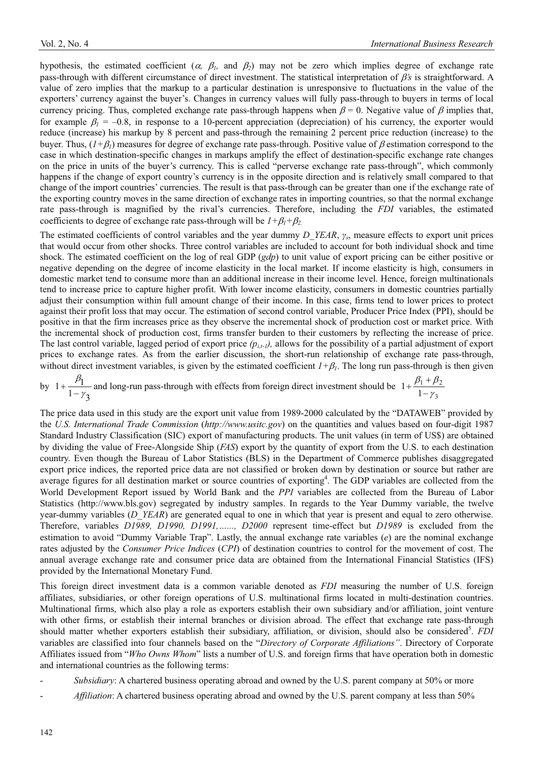hypothesis, the estimated coefficient ($\alpha$, $\beta_1$, and $\beta_2$) may not be zero which implies degree of exchange rate pass-through with different circumstance of direct investment. The statistical interpretation of $\beta$*'s* is straightforward. A value of zero implies that the markup to a particular destination is unresponsive to fluctuations in the value of the exporters' currency against the buyer's. Changes in currency values will fully pass-through to buyers in terms of local currency pricing. Thus, completed exchange rate pass-through happens when $\beta = 0$. Negative value of $\beta$ implies that, for example $\beta_1 = -0.8$, in response to a 10-percent appreciation (depreciation) of his currency, the exporter would reduce (increase) his markup by 8 percent and pass-through the remaining 2 percent price reduction (increase) to the buyer. Thus, $(1+\beta_1)$ measures for degree of exchange rate pass-through. Positive value of $\beta$ estimation correspond to the case in which destination-specific changes in markups amplify the effect of destination-specific exchange rate changes on the price in units of the buyer's currency. This is called "perverse exchange rate pass-through", which commonly happens if the change of export country's currency is in the opposite direction and is relatively small compared to that change of the import countries' currencies. The result is that pass-through can be greater than one if the exchange rate of the exporting country moves in the same direction of exchange rates in importing countries, so that the normal exchange rate pass-through is magnified by the rival's currencies. Therefore, including the *FDI* variables, the estimated coefficients to degree of exchange rate pass-through will be $1+\beta_1+\beta_2$.

The estimated coefficients of control variables and the year dummy *D_YEAR*, $\gamma_s$, measure effects to export unit prices that would occur from other shocks. Three control variables are included to account for both individual shock and time shock. The estimated coefficient on the log of real GDP (*gdp*) to unit value of export pricing can be either positive or negative depending on the degree of income elasticity in the local market. If income elasticity is high, consumers in domestic market tend to consume more than an additional increase in their income level. Hence, foreign multinationals tend to increase price to capture higher profit. With lower income elasticity, consumers in domestic countries partially adjust their consumption within full amount change of their income. In this case, firms tend to lower prices to protect against their profit loss that may occur. The estimation of second control variable, Producer Price Index (PPI), should be positive in that the firm increases price as they observe the incremental shock of production cost or market price. With the incremental shock of production cost, firms transfer burden to their customers by reflecting the increase of price. The last control variable, lagged period of export price $(p_{i,t-1})$, allows for the possibility of a partial adjustment of export prices to exchange rates. As from the earlier discussion, the short-run relationship of exchange rate pass-through, without direct investment variables, is given by the estimated coefficient $1+\beta_1$. The long run pass-through is then given by $1+\dfrac{\beta_1}{1-\gamma_3}$ and long-run pass-through with effects from foreign direct investment should be $1+\dfrac{\beta_1+\beta_2}{1-\gamma_3}$

The price data used in this study are the export unit value from 1989-2000 calculated by the "DATAWEB" provided by the *U.S. International Trade Commission* (*http://www.usitc.gov*) on the quantities and values based on four-digit 1987 Standard Industry Classification (SIC) export of manufacturing products. The unit values (in term of US$) are obtained by dividing the value of Free-Alongside Ship (*FAS*) export by the quantity of export from the U.S. to each destination country. Even though the Bureau of Labor Statistics (BLS) in the Department of Commerce publishes disaggregated export price indices, the reported price data are not classified or broken down by destination or source but rather are average figures for all destination market or source countries of exporting[4]. The GDP variables are collected from the World Development Report issued by World Bank and the *PPI* variables are collected from the Bureau of Labor Statistics (http://www.bls.gov) segregated by industry samples. In regards to the Year Dummy variable, the twelve year-dummy variables (*D_YEAR*) are generated equal to one in which that year is present and equal to zero otherwise. Therefore, variables *D1989, D1990, D1991,……, D2000* represent time-effect but *D1989* is excluded from the estimation to avoid "Dummy Variable Trap". Lastly, the annual exchange rate variables (*e*) are the nominal exchange rates adjusted by the *Consumer Price Indices* (*CPI*) of destination countries to control for the movement of cost. The annual average exchange rate and consumer price data are obtained from the International Financial Statistics (IFS) provided by the International Monetary Fund.

This foreign direct investment data is a common variable denoted as *FDI* measuring the number of U.S. foreign affiliates, subsidiaries, or other foreign operations of U.S. multinational firms located in multi-destination countries. Multinational firms, which also play a role as exporters establish their own subsidiary and/or affiliation, joint venture with other firms, or establish their internal branches or division abroad. The effect that exchange rate pass-through should matter whether exporters establish their subsidiary, affiliation, or division, should also be considered[5]. *FDI* variables are classified into four channels based on the "*Directory of Corporate Affiliations"*. Directory of Corporate Affiliations issued from "*Who Owns Whom*" lists a number of U.S. and foreign firms that have operation both in domestic and international countries as the following terms:

- *Subsidiary*: A chartered business operating abroad and owned by the U.S. parent company at 50% or more
- *Affiliation*: A chartered business operating abroad and owned by the U.S. parent company at less than 50%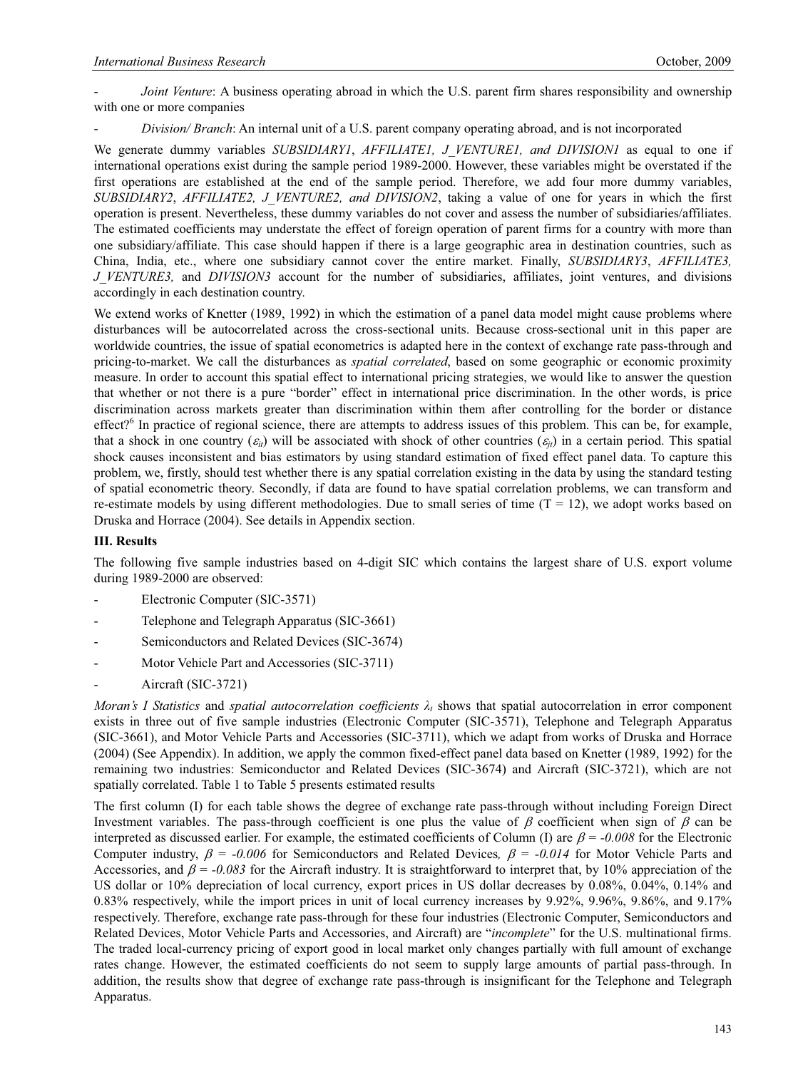- *Joint Venture*: A business operating abroad in which the U.S. parent firm shares responsibility and ownership with one or more companies

- *Division/ Branch*: An internal unit of a U.S. parent company operating abroad, and is not incorporated

We generate dummy variables *SUBSIDIARY1*, *AFFILIATE1, J_VENTURE1, and DIVISION1* as equal to one if international operations exist during the sample period 1989-2000. However, these variables might be overstated if the first operations are established at the end of the sample period. Therefore, we add four more dummy variables, *SUBSIDIARY2*, *AFFILIATE2, J_VENTURE2, and DIVISION2*, taking a value of one for years in which the first operation is present. Nevertheless, these dummy variables do not cover and assess the number of subsidiaries/affiliates. The estimated coefficients may understate the effect of foreign operation of parent firms for a country with more than one subsidiary/affiliate. This case should happen if there is a large geographic area in destination countries, such as China, India, etc., where one subsidiary cannot cover the entire market. Finally, *SUBSIDIARY3*, *AFFILIATE3, J_VENTURE3,* and *DIVISION3* account for the number of subsidiaries, affiliates, joint ventures, and divisions accordingly in each destination country.

We extend works of Knetter (1989, 1992) in which the estimation of a panel data model might cause problems where disturbances will be autocorrelated across the cross-sectional units. Because cross-sectional unit in this paper are worldwide countries, the issue of spatial econometrics is adapted here in the context of exchange rate pass-through and pricing-to-market. We call the disturbances as *spatial correlated*, based on some geographic or economic proximity measure. In order to account this spatial effect to international pricing strategies, we would like to answer the question that whether or not there is a pure "border" effect in international price discrimination. In the other words, is price discrimination across markets greater than discrimination within them after controlling for the border or distance effect?[6] In practice of regional science, there are attempts to address issues of this problem. This can be, for example, that a shock in one country ($\varepsilon_{it}$) will be associated with shock of other countries ($\varepsilon_{jt}$) in a certain period. This spatial shock causes inconsistent and bias estimators by using standard estimation of fixed effect panel data. To capture this problem, we, firstly, should test whether there is any spatial correlation existing in the data by using the standard testing of spatial econometric theory. Secondly, if data are found to have spatial correlation problems, we can transform and re-estimate models by using different methodologies. Due to small series of time ($T = 12$), we adopt works based on Druska and Horrace (2004). See details in Appendix section.

## III. Results

The following five sample industries based on 4-digit SIC which contains the largest share of U.S. export volume during 1989-2000 are observed:

- Electronic Computer (SIC-3571)
- Telephone and Telegraph Apparatus (SIC-3661)
- Semiconductors and Related Devices (SIC-3674)
- Motor Vehicle Part and Accessories (SIC-3711)
- Aircraft (SIC-3721)

*Moran's I Statistics* and *spatial autocorrelation coefficients* $\lambda_t$ shows that spatial autocorrelation in error component exists in three out of five sample industries (Electronic Computer (SIC-3571), Telephone and Telegraph Apparatus (SIC-3661), and Motor Vehicle Parts and Accessories (SIC-3711), which we adapt from works of Druska and Horrace (2004) (See Appendix). In addition, we apply the common fixed-effect panel data based on Knetter (1989, 1992) for the remaining two industries: Semiconductor and Related Devices (SIC-3674) and Aircraft (SIC-3721), which are not spatially correlated. Table 1 to Table 5 presents estimated results

The first column (I) for each table shows the degree of exchange rate pass-through without including Foreign Direct Investment variables. The pass-through coefficient is one plus the value of $\beta$ coefficient when sign of $\beta$ can be interpreted as discussed earlier. For example, the estimated coefficients of Column (I) are $\beta = -0.008$ for the Electronic Computer industry, $\beta = -0.006$ for Semiconductors and Related Devices, $\beta = -0.014$ for Motor Vehicle Parts and Accessories, and $\beta = -0.083$ for the Aircraft industry. It is straightforward to interpret that, by 10% appreciation of the US dollar or 10% depreciation of local currency, export prices in US dollar decreases by 0.08%, 0.04%, 0.14% and 0.83% respectively, while the import prices in unit of local currency increases by 9.92%, 9.96%, 9.86%, and 9.17% respectively. Therefore, exchange rate pass-through for these four industries (Electronic Computer, Semiconductors and Related Devices, Motor Vehicle Parts and Accessories, and Aircraft) are "*incomplete*" for the U.S. multinational firms. The traded local-currency pricing of export good in local market only changes partially with full amount of exchange rates change. However, the estimated coefficients do not seem to supply large amounts of partial pass-through. In addition, the results show that degree of exchange rate pass-through is insignificant for the Telephone and Telegraph Apparatus.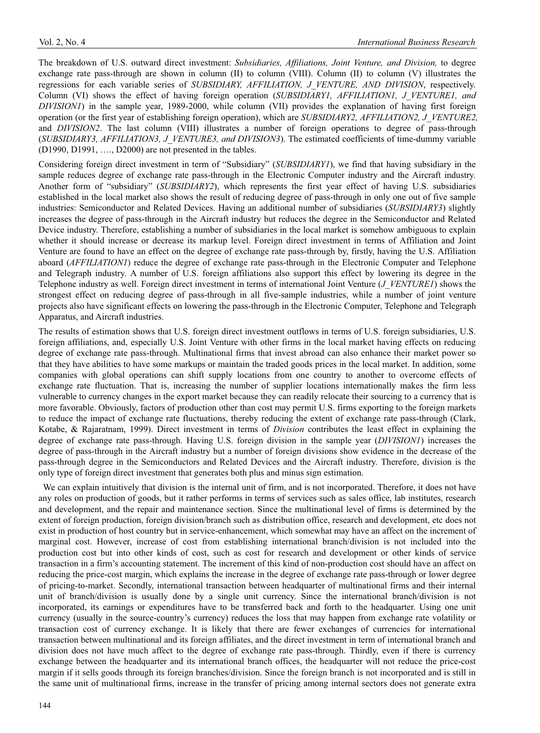The breakdown of U.S. outward direct investment: *Subsidiaries, Affiliations, Joint Venture, and Division,* to degree exchange rate pass-through are shown in column (II) to column (VIII). Column (II) to column (V) illustrates the regressions for each variable series of *SUBSIDIARY, AFFILIATION, J_VENTURE, AND DIVISION*, respectively. Column (VI) shows the effect of having foreign operation (*SUBSIDIARY1, AFFILIATION1, J_VENTURE1, and DIVISION1*) in the sample year, 1989-2000, while column (VII) provides the explanation of having first foreign operation (or the first year of establishing foreign operation), which are *SUBSIDIARY2, AFFILIATION2, J_VENTURE2,* and *DIVISION2*. The last column (VIII) illustrates a number of foreign operations to degree of pass-through (*SUBSIDIARY3, AFFILIATION3, J_VENTURE3, and DIVISION3*). The estimated coefficients of time-dummy variable (D1990, D1991, …., D2000) are not presented in the tables.

Considering foreign direct investment in term of "Subsidiary" (*SUBSIDIARY1*), we find that having subsidiary in the sample reduces degree of exchange rate pass-through in the Electronic Computer industry and the Aircraft industry. Another form of "subsidiary" (*SUBSIDIARY2*), which represents the first year effect of having U.S. subsidiaries established in the local market also shows the result of reducing degree of pass-through in only one out of five sample industries: Semiconductor and Related Devices. Having an additional number of subsidiaries (*SUBSIDIARY3*) slightly increases the degree of pass-through in the Aircraft industry but reduces the degree in the Semiconductor and Related Device industry. Therefore, establishing a number of subsidiaries in the local market is somehow ambiguous to explain whether it should increase or decrease its markup level. Foreign direct investment in terms of Affiliation and Joint Venture are found to have an effect on the degree of exchange rate pass-through by, firstly, having the U.S. Affiliation aboard (*AFFILIATION1*) reduce the degree of exchange rate pass-through in the Electronic Computer and Telephone and Telegraph industry. A number of U.S. foreign affiliations also support this effect by lowering its degree in the Telephone industry as well. Foreign direct investment in terms of international Joint Venture (*J_VENTURE1*) shows the strongest effect on reducing degree of pass-through in all five-sample industries, while a number of joint venture projects also have significant effects on lowering the pass-through in the Electronic Computer, Telephone and Telegraph Apparatus, and Aircraft industries.

The results of estimation shows that U.S. foreign direct investment outflows in terms of U.S. foreign subsidiaries, U.S. foreign affiliations, and, especially U.S. Joint Venture with other firms in the local market having effects on reducing degree of exchange rate pass-through. Multinational firms that invest abroad can also enhance their market power so that they have abilities to have some markups or maintain the traded goods prices in the local market. In addition, some companies with global operations can shift supply locations from one country to another to overcome effects of exchange rate fluctuation. That is, increasing the number of supplier locations internationally makes the firm less vulnerable to currency changes in the export market because they can readily relocate their sourcing to a currency that is more favorable. Obviously, factors of production other than cost may permit U.S. firms exporting to the foreign markets to reduce the impact of exchange rate fluctuations, thereby reducing the extent of exchange rate pass-through (Clark, Kotabe, & Rajaratnam, 1999). Direct investment in terms of *Division* contributes the least effect in explaining the degree of exchange rate pass-through. Having U.S. foreign division in the sample year (*DIVISION1*) increases the degree of pass-through in the Aircraft industry but a number of foreign divisions show evidence in the decrease of the pass-through degree in the Semiconductors and Related Devices and the Aircraft industry. Therefore, division is the only type of foreign direct investment that generates both plus and minus sign estimation.

We can explain intuitively that division is the internal unit of firm, and is not incorporated. Therefore, it does not have any roles on production of goods, but it rather performs in terms of services such as sales office, lab institutes, research and development, and the repair and maintenance section. Since the multinational level of firms is determined by the extent of foreign production, foreign division/branch such as distribution office, research and development, etc does not exist in production of host country but in service-enhancement, which somewhat may have an affect on the increment of marginal cost. However, increase of cost from establishing international branch/division is not included into the production cost but into other kinds of cost, such as cost for research and development or other kinds of service transaction in a firm's accounting statement. The increment of this kind of non-production cost should have an affect on reducing the price-cost margin, which explains the increase in the degree of exchange rate pass-through or lower degree of pricing-to-market. Secondly, international transaction between headquarter of multinational firms and their internal unit of branch/division is usually done by a single unit currency. Since the international branch/division is not incorporated, its earnings or expenditures have to be transferred back and forth to the headquarter. Using one unit currency (usually in the source-country's currency) reduces the loss that may happen from exchange rate volatility or transaction cost of currency exchange. It is likely that there are fewer exchanges of currencies for international transaction between multinational and its foreign affiliates, and the direct investment in term of international branch and division does not have much affect to the degree of exchange rate pass-through. Thirdly, even if there is currency exchange between the headquarter and its international branch offices, the headquarter will not reduce the price-cost margin if it sells goods through its foreign branches/division. Since the foreign branch is not incorporated and is still in the same unit of multinational firms, increase in the transfer of pricing among internal sectors does not generate extra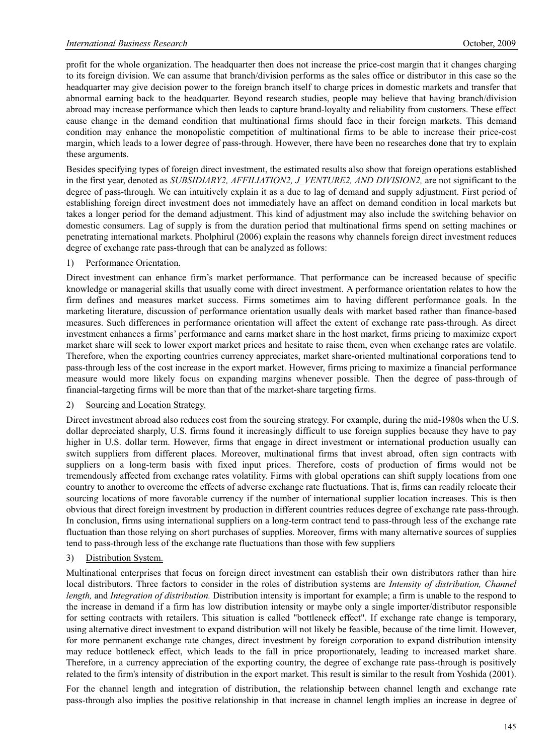profit for the whole organization. The headquarter then does not increase the price-cost margin that it changes charging to its foreign division. We can assume that branch/division performs as the sales office or distributor in this case so the headquarter may give decision power to the foreign branch itself to charge prices in domestic markets and transfer that abnormal earning back to the headquarter. Beyond research studies, people may believe that having branch/division abroad may increase performance which then leads to capture brand-loyalty and reliability from customers. These effect cause change in the demand condition that multinational firms should face in their foreign markets. This demand condition may enhance the monopolistic competition of multinational firms to be able to increase their price-cost margin, which leads to a lower degree of pass-through. However, there have been no researches done that try to explain these arguments.

Besides specifying types of foreign direct investment, the estimated results also show that foreign operations established in the first year, denoted as *SUBSIDIARY2, AFFILIATION2, J_VENTURE2, AND DIVISION2,* are not significant to the degree of pass-through. We can intuitively explain it as a due to lag of demand and supply adjustment. First period of establishing foreign direct investment does not immediately have an affect on demand condition in local markets but takes a longer period for the demand adjustment. This kind of adjustment may also include the switching behavior on domestic consumers. Lag of supply is from the duration period that multinational firms spend on setting machines or penetrating international markets. Pholphirul (2006) explain the reasons why channels foreign direct investment reduces degree of exchange rate pass-through that can be analyzed as follows:

1) Performance Orientation.

Direct investment can enhance firm's market performance. That performance can be increased because of specific knowledge or managerial skills that usually come with direct investment. A performance orientation relates to how the firm defines and measures market success. Firms sometimes aim to having different performance goals. In the marketing literature, discussion of performance orientation usually deals with market based rather than finance-based measures. Such differences in performance orientation will affect the extent of exchange rate pass-through. As direct investment enhances a firms' performance and earns market share in the host market, firms pricing to maximize export market share will seek to lower export market prices and hesitate to raise them, even when exchange rates are volatile. Therefore, when the exporting countries currency appreciates, market share-oriented multinational corporations tend to pass-through less of the cost increase in the export market. However, firms pricing to maximize a financial performance measure would more likely focus on expanding margins whenever possible. Then the degree of pass-through of financial-targeting firms will be more than that of the market-share targeting firms.

2) Sourcing and Location Strategy.

Direct investment abroad also reduces cost from the sourcing strategy. For example, during the mid-1980s when the U.S. dollar depreciated sharply, U.S. firms found it increasingly difficult to use foreign supplies because they have to pay higher in U.S. dollar term. However, firms that engage in direct investment or international production usually can switch suppliers from different places. Moreover, multinational firms that invest abroad, often sign contracts with suppliers on a long-term basis with fixed input prices. Therefore, costs of production of firms would not be tremendously affected from exchange rates volatility. Firms with global operations can shift supply locations from one country to another to overcome the effects of adverse exchange rate fluctuations. That is, firms can readily relocate their sourcing locations of more favorable currency if the number of international supplier location increases. This is then obvious that direct foreign investment by production in different countries reduces degree of exchange rate pass-through. In conclusion, firms using international suppliers on a long-term contract tend to pass-through less of the exchange rate fluctuation than those relying on short purchases of supplies. Moreover, firms with many alternative sources of supplies tend to pass-through less of the exchange rate fluctuations than those with few suppliers

3) Distribution System.

Multinational enterprises that focus on foreign direct investment can establish their own distributors rather than hire local distributors. Three factors to consider in the roles of distribution systems are *Intensity of distribution, Channel length,* and *Integration of distribution.* Distribution intensity is important for example; a firm is unable to the respond to the increase in demand if a firm has low distribution intensity or maybe only a single importer/distributor responsible for setting contracts with retailers. This situation is called "bottleneck effect". If exchange rate change is temporary, using alternative direct investment to expand distribution will not likely be feasible, because of the time limit. However, for more permanent exchange rate changes, direct investment by foreign corporation to expand distribution intensity may reduce bottleneck effect, which leads to the fall in price proportionately, leading to increased market share. Therefore, in a currency appreciation of the exporting country, the degree of exchange rate pass-through is positively related to the firm's intensity of distribution in the export market. This result is similar to the result from Yoshida (2001).

For the channel length and integration of distribution, the relationship between channel length and exchange rate pass-through also implies the positive relationship in that increase in channel length implies an increase in degree of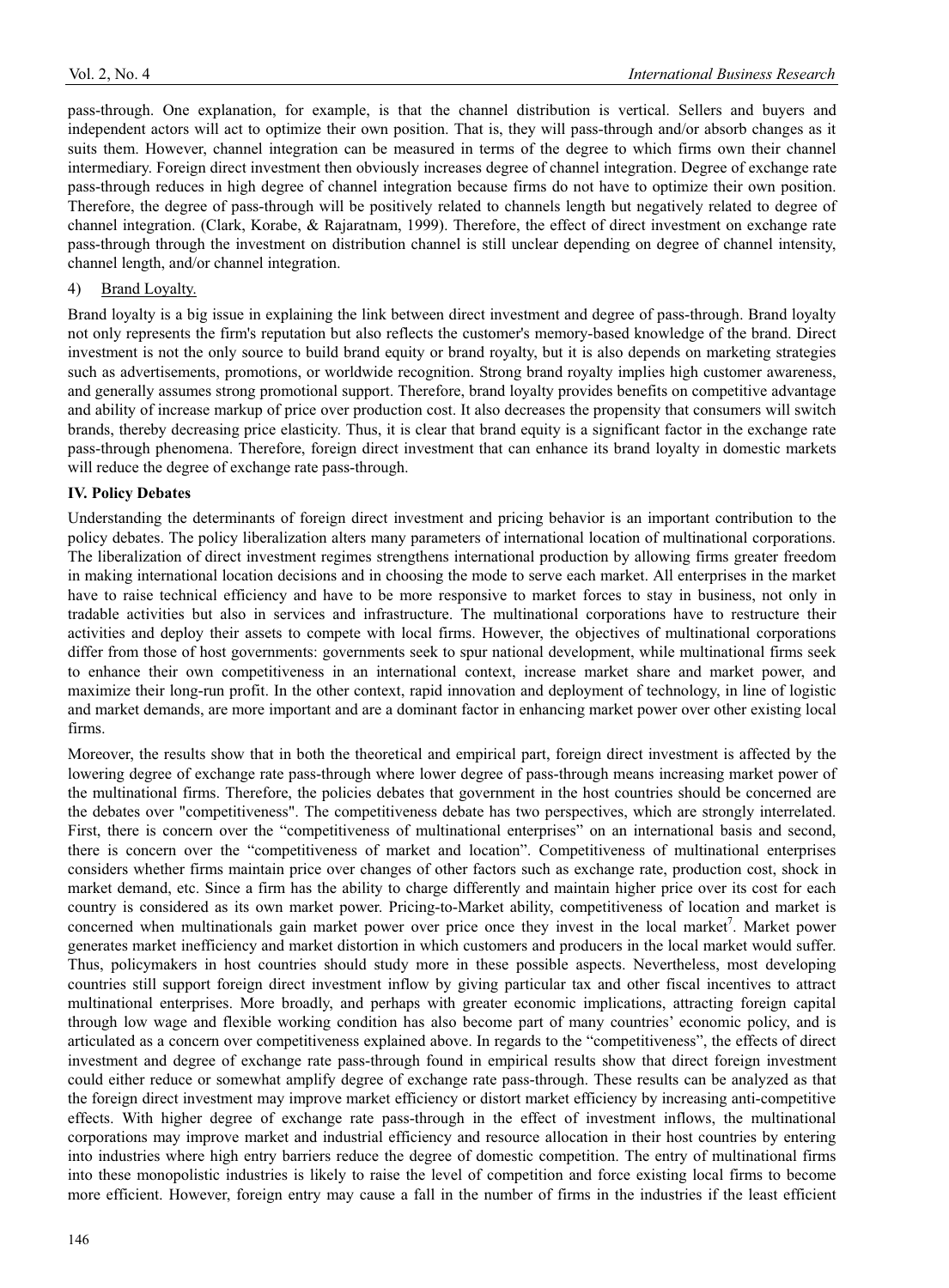pass-through. One explanation, for example, is that the channel distribution is vertical. Sellers and buyers and independent actors will act to optimize their own position. That is, they will pass-through and/or absorb changes as it suits them. However, channel integration can be measured in terms of the degree to which firms own their channel intermediary. Foreign direct investment then obviously increases degree of channel integration. Degree of exchange rate pass-through reduces in high degree of channel integration because firms do not have to optimize their own position. Therefore, the degree of pass-through will be positively related to channels length but negatively related to degree of channel integration. (Clark, Korabe, & Rajaratnam, 1999). Therefore, the effect of direct investment on exchange rate pass-through through the investment on distribution channel is still unclear depending on degree of channel intensity, channel length, and/or channel integration.

4) Brand Loyalty.

Brand loyalty is a big issue in explaining the link between direct investment and degree of pass-through. Brand loyalty not only represents the firm's reputation but also reflects the customer's memory-based knowledge of the brand. Direct investment is not the only source to build brand equity or brand royalty, but it is also depends on marketing strategies such as advertisements, promotions, or worldwide recognition. Strong brand royalty implies high customer awareness, and generally assumes strong promotional support. Therefore, brand loyalty provides benefits on competitive advantage and ability of increase markup of price over production cost. It also decreases the propensity that consumers will switch brands, thereby decreasing price elasticity. Thus, it is clear that brand equity is a significant factor in the exchange rate pass-through phenomena. Therefore, foreign direct investment that can enhance its brand loyalty in domestic markets will reduce the degree of exchange rate pass-through.

## IV. Policy Debates

Understanding the determinants of foreign direct investment and pricing behavior is an important contribution to the policy debates. The policy liberalization alters many parameters of international location of multinational corporations. The liberalization of direct investment regimes strengthens international production by allowing firms greater freedom in making international location decisions and in choosing the mode to serve each market. All enterprises in the market have to raise technical efficiency and have to be more responsive to market forces to stay in business, not only in tradable activities but also in services and infrastructure. The multinational corporations have to restructure their activities and deploy their assets to compete with local firms. However, the objectives of multinational corporations differ from those of host governments: governments seek to spur national development, while multinational firms seek to enhance their own competitiveness in an international context, increase market share and market power, and maximize their long-run profit. In the other context, rapid innovation and deployment of technology, in line of logistic and market demands, are more important and are a dominant factor in enhancing market power over other existing local firms.

Moreover, the results show that in both the theoretical and empirical part, foreign direct investment is affected by the lowering degree of exchange rate pass-through where lower degree of pass-through means increasing market power of the multinational firms. Therefore, the policies debates that government in the host countries should be concerned are the debates over "competitiveness". The competitiveness debate has two perspectives, which are strongly interrelated. First, there is concern over the "competitiveness of multinational enterprises" on an international basis and second, there is concern over the "competitiveness of market and location". Competitiveness of multinational enterprises considers whether firms maintain price over changes of other factors such as exchange rate, production cost, shock in market demand, etc. Since a firm has the ability to charge differently and maintain higher price over its cost for each country is considered as its own market power. Pricing-to-Market ability, competitiveness of location and market is concerned when multinationals gain market power over price once they invest in the local market[7]. Market power generates market inefficiency and market distortion in which customers and producers in the local market would suffer. Thus, policymakers in host countries should study more in these possible aspects. Nevertheless, most developing countries still support foreign direct investment inflow by giving particular tax and other fiscal incentives to attract multinational enterprises. More broadly, and perhaps with greater economic implications, attracting foreign capital through low wage and flexible working condition has also become part of many countries' economic policy, and is articulated as a concern over competitiveness explained above. In regards to the "competitiveness", the effects of direct investment and degree of exchange rate pass-through found in empirical results show that direct foreign investment could either reduce or somewhat amplify degree of exchange rate pass-through. These results can be analyzed as that the foreign direct investment may improve market efficiency or distort market efficiency by increasing anti-competitive effects. With higher degree of exchange rate pass-through in the effect of investment inflows, the multinational corporations may improve market and industrial efficiency and resource allocation in their host countries by entering into industries where high entry barriers reduce the degree of domestic competition. The entry of multinational firms into these monopolistic industries is likely to raise the level of competition and force existing local firms to become more efficient. However, foreign entry may cause a fall in the number of firms in the industries if the least efficient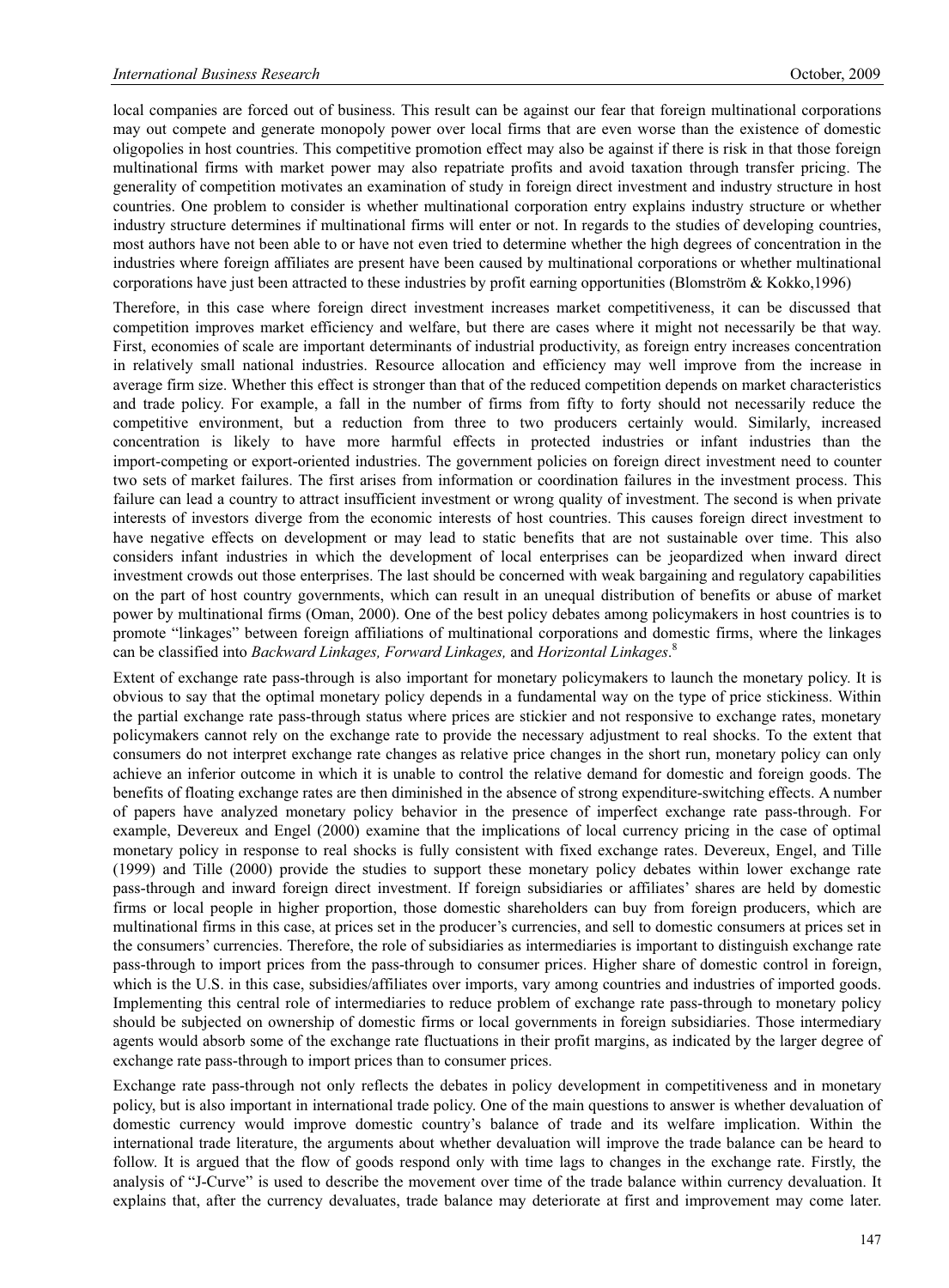local companies are forced out of business. This result can be against our fear that foreign multinational corporations may out compete and generate monopoly power over local firms that are even worse than the existence of domestic oligopolies in host countries. This competitive promotion effect may also be against if there is risk in that those foreign multinational firms with market power may also repatriate profits and avoid taxation through transfer pricing. The generality of competition motivates an examination of study in foreign direct investment and industry structure in host countries. One problem to consider is whether multinational corporation entry explains industry structure or whether industry structure determines if multinational firms will enter or not. In regards to the studies of developing countries, most authors have not been able to or have not even tried to determine whether the high degrees of concentration in the industries where foreign affiliates are present have been caused by multinational corporations or whether multinational corporations have just been attracted to these industries by profit earning opportunities (Blomström & Kokko,1996)

Therefore, in this case where foreign direct investment increases market competitiveness, it can be discussed that competition improves market efficiency and welfare, but there are cases where it might not necessarily be that way. First, economies of scale are important determinants of industrial productivity, as foreign entry increases concentration in relatively small national industries. Resource allocation and efficiency may well improve from the increase in average firm size. Whether this effect is stronger than that of the reduced competition depends on market characteristics and trade policy. For example, a fall in the number of firms from fifty to forty should not necessarily reduce the competitive environment, but a reduction from three to two producers certainly would. Similarly, increased concentration is likely to have more harmful effects in protected industries or infant industries than the import-competing or export-oriented industries. The government policies on foreign direct investment need to counter two sets of market failures. The first arises from information or coordination failures in the investment process. This failure can lead a country to attract insufficient investment or wrong quality of investment. The second is when private interests of investors diverge from the economic interests of host countries. This causes foreign direct investment to have negative effects on development or may lead to static benefits that are not sustainable over time. This also considers infant industries in which the development of local enterprises can be jeopardized when inward direct investment crowds out those enterprises. The last should be concerned with weak bargaining and regulatory capabilities on the part of host country governments, which can result in an unequal distribution of benefits or abuse of market power by multinational firms (Oman, 2000). One of the best policy debates among policymakers in host countries is to promote "linkages" between foreign affiliations of multinational corporations and domestic firms, where the linkages can be classified into *Backward Linkages, Forward Linkages,* and *Horizontal Linkages*.[8]

Extent of exchange rate pass-through is also important for monetary policymakers to launch the monetary policy. It is obvious to say that the optimal monetary policy depends in a fundamental way on the type of price stickiness. Within the partial exchange rate pass-through status where prices are stickier and not responsive to exchange rates, monetary policymakers cannot rely on the exchange rate to provide the necessary adjustment to real shocks. To the extent that consumers do not interpret exchange rate changes as relative price changes in the short run, monetary policy can only achieve an inferior outcome in which it is unable to control the relative demand for domestic and foreign goods. The benefits of floating exchange rates are then diminished in the absence of strong expenditure-switching effects. A number of papers have analyzed monetary policy behavior in the presence of imperfect exchange rate pass-through. For example, Devereux and Engel (2000) examine that the implications of local currency pricing in the case of optimal monetary policy in response to real shocks is fully consistent with fixed exchange rates. Devereux, Engel, and Tille (1999) and Tille (2000) provide the studies to support these monetary policy debates within lower exchange rate pass-through and inward foreign direct investment. If foreign subsidiaries or affiliates' shares are held by domestic firms or local people in higher proportion, those domestic shareholders can buy from foreign producers, which are multinational firms in this case, at prices set in the producer's currencies, and sell to domestic consumers at prices set in the consumers' currencies. Therefore, the role of subsidiaries as intermediaries is important to distinguish exchange rate pass-through to import prices from the pass-through to consumer prices. Higher share of domestic control in foreign, which is the U.S. in this case, subsidies/affiliates over imports, vary among countries and industries of imported goods. Implementing this central role of intermediaries to reduce problem of exchange rate pass-through to monetary policy should be subjected on ownership of domestic firms or local governments in foreign subsidiaries. Those intermediary agents would absorb some of the exchange rate fluctuations in their profit margins, as indicated by the larger degree of exchange rate pass-through to import prices than to consumer prices.

Exchange rate pass-through not only reflects the debates in policy development in competitiveness and in monetary policy, but is also important in international trade policy. One of the main questions to answer is whether devaluation of domestic currency would improve domestic country's balance of trade and its welfare implication. Within the international trade literature, the arguments about whether devaluation will improve the trade balance can be heard to follow. It is argued that the flow of goods respond only with time lags to changes in the exchange rate. Firstly, the analysis of "J-Curve" is used to describe the movement over time of the trade balance within currency devaluation. It explains that, after the currency devaluates, trade balance may deteriorate at first and improvement may come later.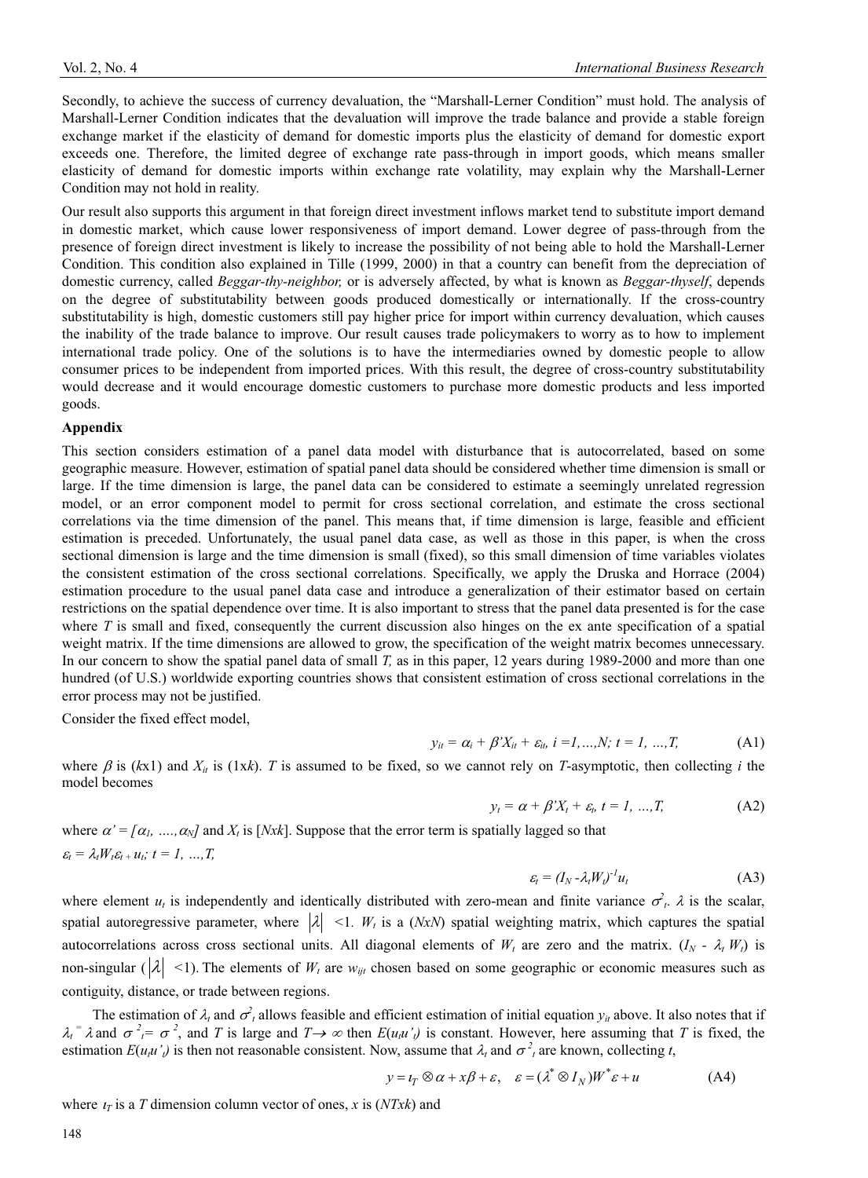Secondly, to achieve the success of currency devaluation, the "Marshall-Lerner Condition" must hold. The analysis of Marshall-Lerner Condition indicates that the devaluation will improve the trade balance and provide a stable foreign exchange market if the elasticity of demand for domestic imports plus the elasticity of demand for domestic export exceeds one. Therefore, the limited degree of exchange rate pass-through in import goods, which means smaller elasticity of demand for domestic imports within exchange rate volatility, may explain why the Marshall-Lerner Condition may not hold in reality.

Our result also supports this argument in that foreign direct investment inflows market tend to substitute import demand in domestic market, which cause lower responsiveness of import demand. Lower degree of pass-through from the presence of foreign direct investment is likely to increase the possibility of not being able to hold the Marshall-Lerner Condition. This condition also explained in Tille (1999, 2000) in that a country can benefit from the depreciation of domestic currency, called *Beggar-thy-neighbor,* or is adversely affected, by what is known as *Beggar-thyself*, depends on the degree of substitutability between goods produced domestically or internationally. If the cross-country substitutability is high, domestic customers still pay higher price for import within currency devaluation, which causes the inability of the trade balance to improve. Our result causes trade policymakers to worry as to how to implement international trade policy. One of the solutions is to have the intermediaries owned by domestic people to allow consumer prices to be independent from imported prices. With this result, the degree of cross-country substitutability would decrease and it would encourage domestic customers to purchase more domestic products and less imported goods.

**Appendix**

This section considers estimation of a panel data model with disturbance that is autocorrelated, based on some geographic measure. However, estimation of spatial panel data should be considered whether time dimension is small or large. If the time dimension is large, the panel data can be considered to estimate a seemingly unrelated regression model, or an error component model to permit for cross sectional correlation, and estimate the cross sectional correlations via the time dimension of the panel. This means that, if time dimension is large, feasible and efficient estimation is preceded. Unfortunately, the usual panel data case, as well as those in this paper, is when the cross sectional dimension is large and the time dimension is small (fixed), so this small dimension of time variables violates the consistent estimation of the cross sectional correlations. Specifically, we apply the Druska and Horrace (2004) estimation procedure to the usual panel data case and introduce a generalization of their estimator based on certain restrictions on the spatial dependence over time. It is also important to stress that the panel data presented is for the case where $T$ is small and fixed, consequently the current discussion also hinges on the ex ante specification of a spatial weight matrix. If the time dimensions are allowed to grow, the specification of the weight matrix becomes unnecessary. In our concern to show the spatial panel data of small $T$, as in this paper, 12 years during 1989-2000 and more than one hundred (of U.S.) worldwide exporting countries shows that consistent estimation of cross sectional correlations in the error process may not be justified.

Consider the fixed effect model,

$$y_{it} = \alpha_i + \beta' X_{it} + \varepsilon_{it},\ i = 1,\dots,N;\ t = 1,\ \dots,T, \tag{A1}$$

where $\beta$ is ($k$x1) and $X_{it}$ is (1x$k$). $T$ is assumed to be fixed, so we cannot rely on $T$-asymptotic, then collecting $i$ the model becomes

$$y_t = \alpha + \beta' X_t + \varepsilon_t,\ t = 1,\ \dots,T, \tag{A2}$$

where $\alpha' = [\alpha_1, \dots, \alpha_N]$ and $X_t$ is [$Nxk$]. Suppose that the error term is spatially lagged so that

$\varepsilon_t = \lambda_t W_t \varepsilon_t + u_t;\ t = 1,\ \dots,T,$

$$\varepsilon_t = (I_N - \lambda_t W_t)^{-1} u_t \tag{A3}$$

where element $u_t$ is independently and identically distributed with zero-mean and finite variance $\sigma^2_t$. $\lambda$ is the scalar, spatial autoregressive parameter, where $|\lambda| < 1$. $W_t$ is a ($NxN$) spatial weighting matrix, which captures the spatial autocorrelations across cross sectional units. All diagonal elements of $W_t$ are zero and the matrix. ($I_N$ - $\lambda_t W_t$) is non-singular ($|\lambda| < 1$). The elements of $W_t$ are $w_{ijt}$ chosen based on some geographic or economic measures such as contiguity, distance, or trade between regions.

The estimation of $\lambda_t$ and $\sigma^2_t$ allows feasible and efficient estimation of initial equation $y_{it}$ above. It also notes that if $\lambda_t = \lambda$ and $\sigma^2_t = \sigma^2$, and $T$ is large and $T \to \infty$ then $E(u_t u'_t)$ is constant. However, here assuming that $T$ is fixed, the estimation $E(u_t u'_t)$ is then not reasonable consistent. Now, assume that $\lambda_t$ and $\sigma^2_t$ are known, collecting $t$,

$$y = \iota_T \otimes \alpha + x\beta + \varepsilon, \quad \varepsilon = (\lambda^* \otimes I_N) W^* \varepsilon + u \tag{A4}$$

where $\iota_T$ is a $T$ dimension column vector of ones, $x$ is ($NTxk$) and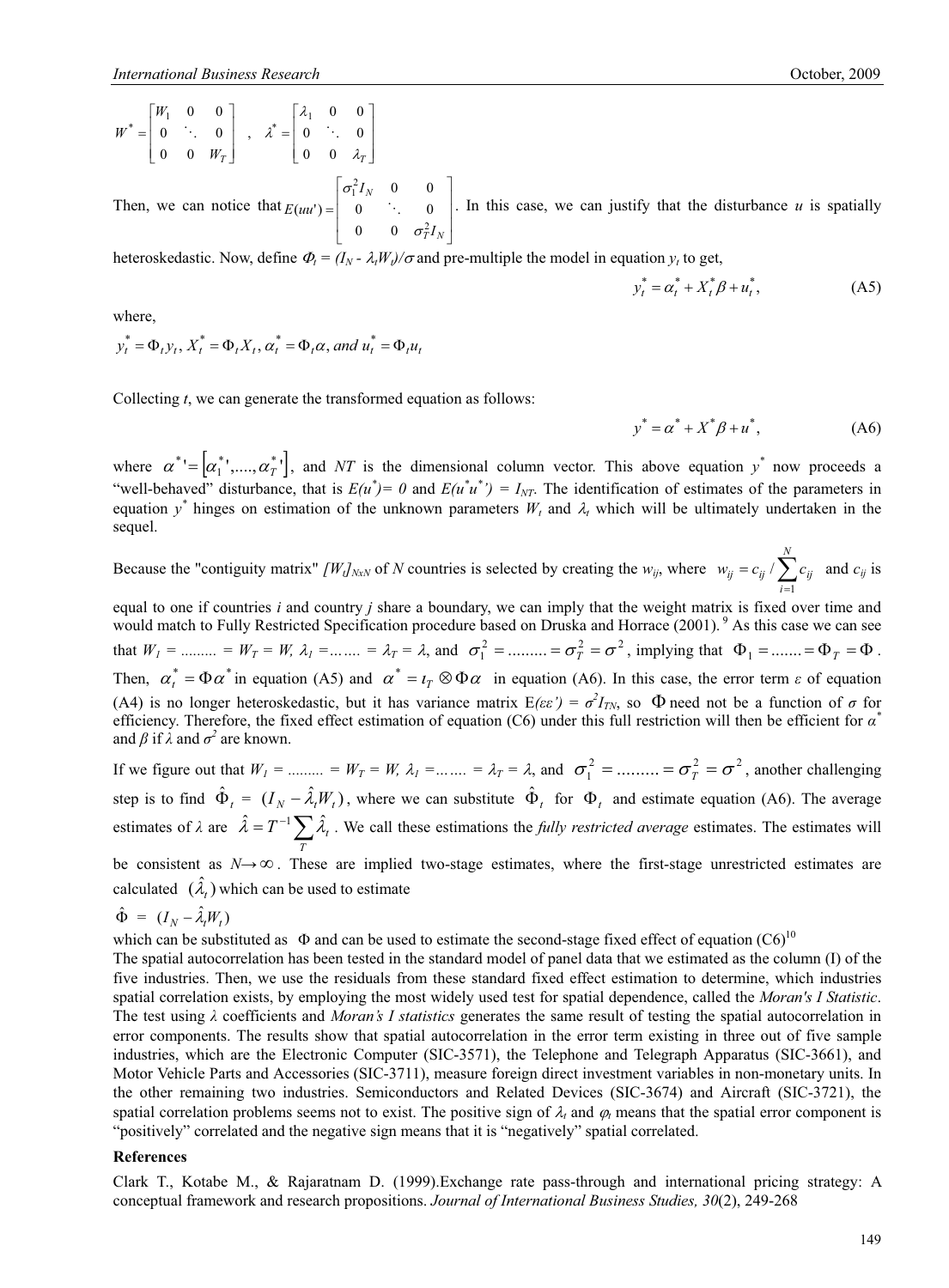$$W^* = \begin{bmatrix} W_1 & 0 & 0 \\ 0 & \ddots & 0 \\ 0 & 0 & W_T \end{bmatrix} \quad , \quad \lambda^* = \begin{bmatrix} \lambda_1 & 0 & 0 \\ 0 & \ddots & 0 \\ 0 & 0 & \lambda_T \end{bmatrix}$$

Then, we can notice that $E(uu') = \begin{bmatrix} \sigma_1^2 I_N & 0 & 0 \\ 0 & \ddots & 0 \\ 0 & 0 & \sigma_T^2 I_N \end{bmatrix}$. In this case, we can justify that the disturbance $u$ is spatially heteroskedastic. Now, define $\Phi_t = (I_N - \lambda_t W_t)/\sigma$ and pre-multiple the model in equation $y_t$ to get,

$$y_t^* = \alpha_t^* + X_t^* \beta + u_t^*, \tag{A5}$$

where,

$y_t^* = \Phi_t y_t,\ X_t^* = \Phi_t X_t,\ \alpha_t^* = \Phi_t \alpha,\ and\ u_t^* = \Phi_t u_t$

Collecting $t$, we can generate the transformed equation as follows:

$$y^* = \alpha^* + X^* \beta + u^*, \tag{A6}$$

where $\alpha^{*\prime} = \left[\alpha_1^{*\prime}, \ldots, \alpha_T^{*\prime}\right]$, and $NT$ is the dimensional column vector. This above equation $y^*$ now proceeds a "well-behaved" disturbance, that is $E(u^*) = 0$ and $E(u^* u^{*\prime}) = I_{NT}$. The identification of estimates of the parameters in equation $y^*$ hinges on estimation of the unknown parameters $W_t$ and $\lambda_t$ which will be ultimately undertaken in the sequel.

Because the "contiguity matrix" $[W_t]_{NxN}$ of $N$ countries is selected by creating the $w_{ij}$, where $w_{ij} = c_{ij} / \sum_{i=1}^{N} c_{ij}$ and $c_{ij}$ is equal to one if countries $i$ and country $j$ share a boundary, we can imply that the weight matrix is fixed over time and would match to Fully Restricted Specification procedure based on Druska and Horrace (2001).[9] As this case we can see that $W_1 = \ldots\ldots\ldots = W_T = W$, $\lambda_1 = \ldots\ldots = \lambda_T = \lambda$, and $\sigma_1^2 = \ldots\ldots\ldots = \sigma_T^2 = \sigma^2$, implying that $\Phi_1 = \ldots\ldots = \Phi_T = \Phi$. Then, $\alpha_t^* = \Phi \alpha^*$ in equation (A5) and $\alpha^* = \iota_T \otimes \Phi \alpha$ in equation (A6). In this case, the error term $\varepsilon$ of equation (A4) is no longer heteroskedastic, but it has variance matrix $E(\varepsilon\varepsilon') = \sigma^2 I_{TN}$, so $\Phi$ need not be a function of $\sigma$ for efficiency. Therefore, the fixed effect estimation of equation (C6) under this full restriction will then be efficient for $\alpha^*$ and $\beta$ if $\lambda$ and $\sigma^2$ are known.

If we figure out that $W_1 = \ldots\ldots\ldots = W_T = W$, $\lambda_1 = \ldots\ldots = \lambda_T = \lambda$, and $\sigma_1^2 = \ldots\ldots\ldots = \sigma_T^2 = \sigma^2$, another challenging step is to find $\hat{\Phi}_t = (I_N - \hat{\lambda}_t W_t)$, where we can substitute $\hat{\Phi}_t$ for $\Phi_t$ and estimate equation (A6). The average estimates of $\lambda$ are $\hat{\lambda} = T^{-1} \sum_T \hat{\lambda}_t$. We call these estimations the *fully restricted average* estimates. The estimates will be consistent as $N \rightarrow \infty$. These are implied two-stage estimates, where the first-stage unrestricted estimates are calculated $(\hat{\lambda}_t)$ which can be used to estimate

$\hat{\Phi} = (I_N - \hat{\lambda}_t W_t)$

which can be substituted as $\Phi$ and can be used to estimate the second-stage fixed effect of equation (C6)[10]

The spatial autocorrelation has been tested in the standard model of panel data that we estimated as the column (I) of the five industries. Then, we use the residuals from these standard fixed effect estimation to determine, which industries spatial correlation exists, by employing the most widely used test for spatial dependence, called the *Moran's I Statistic*. The test using $\lambda$ coefficients and *Moran's I statistics* generates the same result of testing the spatial autocorrelation in error components. The results show that spatial autocorrelation in the error term existing in three out of five sample industries, which are the Electronic Computer (SIC-3571), the Telephone and Telegraph Apparatus (SIC-3661), and Motor Vehicle Parts and Accessories (SIC-3711), measure foreign direct investment variables in non-monetary units. In the other remaining two industries. Semiconductors and Related Devices (SIC-3674) and Aircraft (SIC-3721), the spatial correlation problems seems not to exist. The positive sign of $\lambda_t$ and $\varphi_t$ means that the spatial error component is "positively" correlated and the negative sign means that it is "negatively" spatial correlated.

## References

Clark T., Kotabe M., & Rajaratnam D. (1999).Exchange rate pass-through and international pricing strategy: A conceptual framework and research propositions. *Journal of International Business Studies, 30*(2), 249-268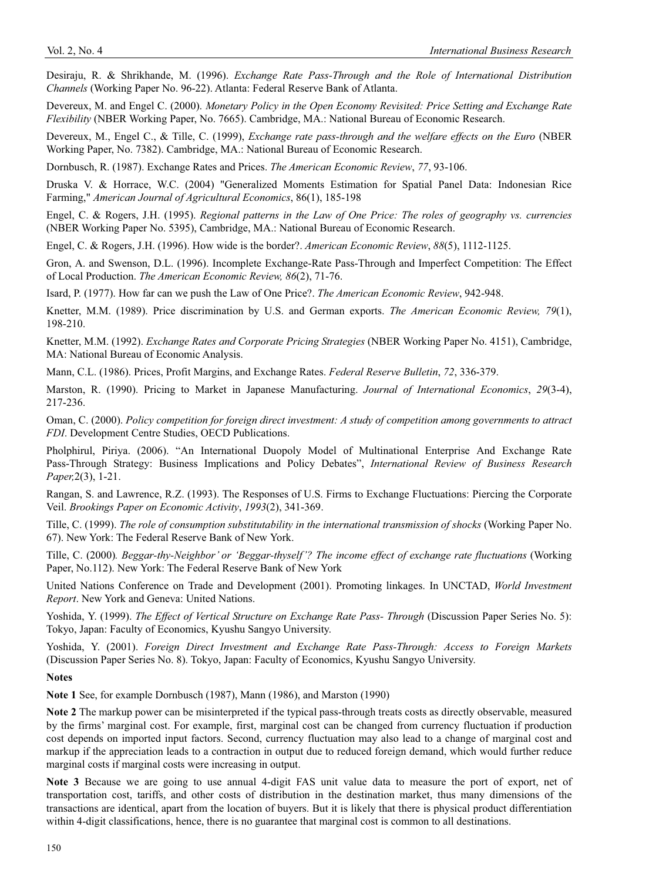Desiraju, R. & Shrikhande, M. (1996). *Exchange Rate Pass-Through and the Role of International Distribution Channels* (Working Paper No. 96-22). Atlanta: Federal Reserve Bank of Atlanta.

Devereux, M. and Engel C. (2000). *Monetary Policy in the Open Economy Revisited: Price Setting and Exchange Rate Flexibility* (NBER Working Paper, No. 7665). Cambridge, MA.: National Bureau of Economic Research.

Devereux, M., Engel C., & Tille, C. (1999), *Exchange rate pass-through and the welfare effects on the Euro* (NBER Working Paper, No. 7382). Cambridge, MA.: National Bureau of Economic Research.

Dornbusch, R. (1987). Exchange Rates and Prices. *The American Economic Review*, *77*, 93-106.

Druska V. & Horrace, W.C. (2004) "Generalized Moments Estimation for Spatial Panel Data: Indonesian Rice Farming," *American Journal of Agricultural Economics*, 86(1), 185-198

Engel, C. & Rogers, J.H. (1995). *Regional patterns in the Law of One Price: The roles of geography vs. currencies* (NBER Working Paper No. 5395), Cambridge, MA.: National Bureau of Economic Research.

Engel, C. & Rogers, J.H. (1996). How wide is the border?. *American Economic Review*, *88*(5), 1112-1125.

Gron, A. and Swenson, D.L. (1996). Incomplete Exchange-Rate Pass-Through and Imperfect Competition: The Effect of Local Production. *The American Economic Review, 86*(2), 71-76.

Isard, P. (1977). How far can we push the Law of One Price?. *The American Economic Review*, 942-948.

Knetter, M.M. (1989). Price discrimination by U.S. and German exports. *The American Economic Review, 79*(1), 198-210.

Knetter, M.M. (1992). *Exchange Rates and Corporate Pricing Strategies* (NBER Working Paper No. 4151), Cambridge, MA: National Bureau of Economic Analysis.

Mann, C.L. (1986). Prices, Profit Margins, and Exchange Rates. *Federal Reserve Bulletin*, *72*, 336-379.

Marston, R. (1990). Pricing to Market in Japanese Manufacturing. *Journal of International Economics*, *29*(3-4), 217-236.

Oman, C. (2000). *Policy competition for foreign direct investment: A study of competition among governments to attract FDI*. Development Centre Studies, OECD Publications.

Pholphirul, Piriya. (2006). "An International Duopoly Model of Multinational Enterprise And Exchange Rate Pass-Through Strategy: Business Implications and Policy Debates", *International Review of Business Research Paper,*2(3), 1-21.

Rangan, S. and Lawrence, R.Z. (1993). The Responses of U.S. Firms to Exchange Fluctuations: Piercing the Corporate Veil. *Brookings Paper on Economic Activity*, *1993*(2), 341-369.

Tille, C. (1999). *The role of consumption substitutability in the international transmission of shocks* (Working Paper No. 67). New York: The Federal Reserve Bank of New York.

Tille, C. (2000)*. Beggar-thy-Neighbor' or 'Beggar-thyself'? The income effect of exchange rate fluctuations* (Working Paper, No.112). New York: The Federal Reserve Bank of New York

United Nations Conference on Trade and Development (2001). Promoting linkages. In UNCTAD, *World Investment Report*. New York and Geneva: United Nations.

Yoshida, Y. (1999). *The Effect of Vertical Structure on Exchange Rate Pass- Through* (Discussion Paper Series No. 5): Tokyo, Japan: Faculty of Economics, Kyushu Sangyo University.

Yoshida, Y. (2001). *Foreign Direct Investment and Exchange Rate Pass-Through: Access to Foreign Markets* (Discussion Paper Series No. 8). Tokyo, Japan: Faculty of Economics, Kyushu Sangyo University.

**Notes**

**Note 1** See, for example Dornbusch (1987), Mann (1986), and Marston (1990)

**Note 2** The markup power can be misinterpreted if the typical pass-through treats costs as directly observable, measured by the firms' marginal cost. For example, first, marginal cost can be changed from currency fluctuation if production cost depends on imported input factors. Second, currency fluctuation may also lead to a change of marginal cost and markup if the appreciation leads to a contraction in output due to reduced foreign demand, which would further reduce marginal costs if marginal costs were increasing in output.

**Note 3** Because we are going to use annual 4-digit FAS unit value data to measure the port of export, net of transportation cost, tariffs, and other costs of distribution in the destination market, thus many dimensions of the transactions are identical, apart from the location of buyers. But it is likely that there is physical product differentiation within 4-digit classifications, hence, there is no guarantee that marginal cost is common to all destinations.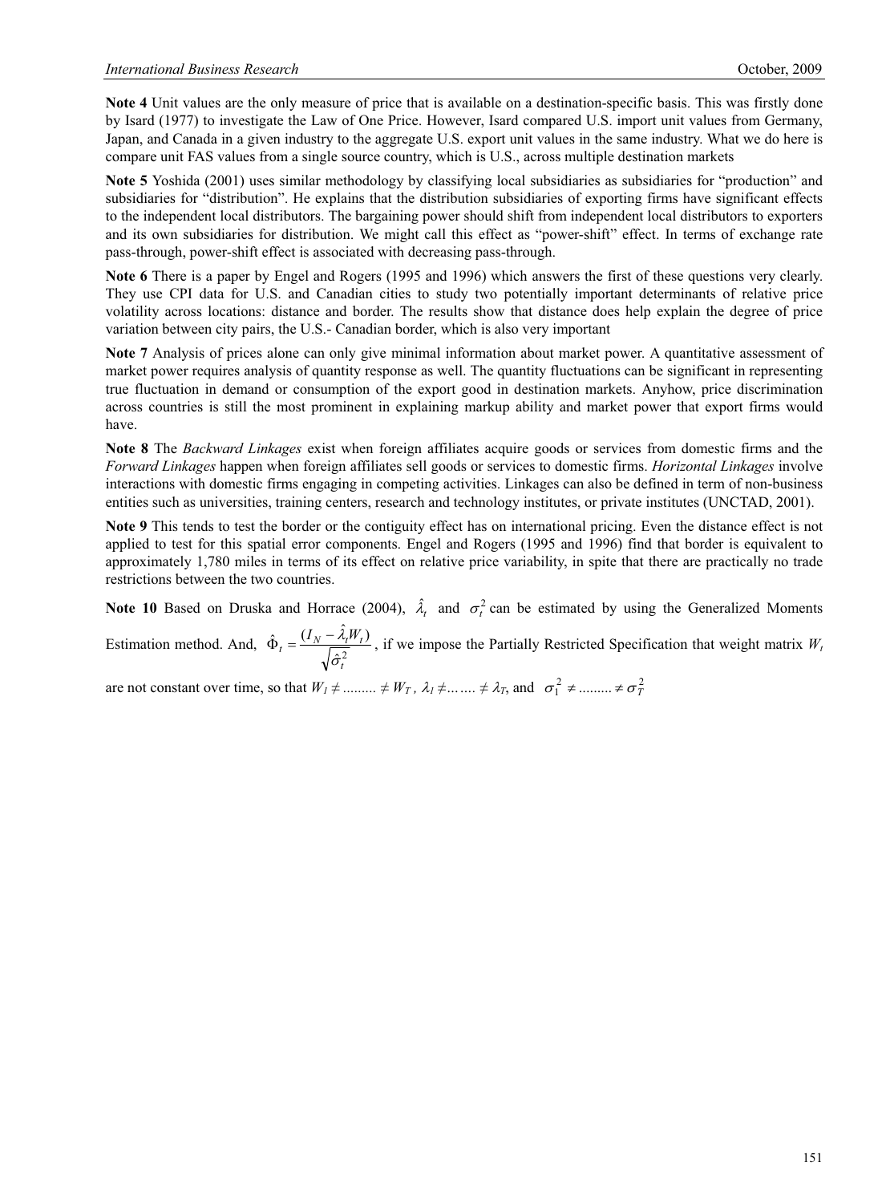**Note 4** Unit values are the only measure of price that is available on a destination-specific basis. This was firstly done by Isard (1977) to investigate the Law of One Price. However, Isard compared U.S. import unit values from Germany, Japan, and Canada in a given industry to the aggregate U.S. export unit values in the same industry. What we do here is compare unit FAS values from a single source country, which is U.S., across multiple destination markets

**Note 5** Yoshida (2001) uses similar methodology by classifying local subsidiaries as subsidiaries for "production" and subsidiaries for "distribution". He explains that the distribution subsidiaries of exporting firms have significant effects to the independent local distributors. The bargaining power should shift from independent local distributors to exporters and its own subsidiaries for distribution. We might call this effect as "power-shift" effect. In terms of exchange rate pass-through, power-shift effect is associated with decreasing pass-through.

**Note 6** There is a paper by Engel and Rogers (1995 and 1996) which answers the first of these questions very clearly. They use CPI data for U.S. and Canadian cities to study two potentially important determinants of relative price volatility across locations: distance and border. The results show that distance does help explain the degree of price variation between city pairs, the U.S.- Canadian border, which is also very important

**Note 7** Analysis of prices alone can only give minimal information about market power. A quantitative assessment of market power requires analysis of quantity response as well. The quantity fluctuations can be significant in representing true fluctuation in demand or consumption of the export good in destination markets. Anyhow, price discrimination across countries is still the most prominent in explaining markup ability and market power that export firms would have.

**Note 8** The *Backward Linkages* exist when foreign affiliates acquire goods or services from domestic firms and the *Forward Linkages* happen when foreign affiliates sell goods or services to domestic firms. *Horizontal Linkages* involve interactions with domestic firms engaging in competing activities. Linkages can also be defined in term of non-business entities such as universities, training centers, research and technology institutes, or private institutes (UNCTAD, 2001).

**Note 9** This tends to test the border or the contiguity effect has on international pricing. Even the distance effect is not applied to test for this spatial error components. Engel and Rogers (1995 and 1996) find that border is equivalent to approximately 1,780 miles in terms of its effect on relative price variability, in spite that there are practically no trade restrictions between the two countries.

**Note 10** Based on Druska and Horrace (2004), $\hat{\lambda}_t$ and $\sigma_t^2$ can be estimated by using the Generalized Moments Estimation method. And, $\hat{\Phi}_t = \frac{(I_N - \hat{\lambda}_t W_t)}{\sqrt{\hat{\sigma}_t^2}}$, if we impose the Partially Restricted Specification that weight matrix $W_t$ are not constant over time, so that $W_1 \neq \ldots\ldots\ldots \neq W_T$, $\lambda_1 \neq \ldots\ldots \neq \lambda_T$, and $\sigma_1^2 \neq \ldots\ldots\ldots \neq \sigma_T^2$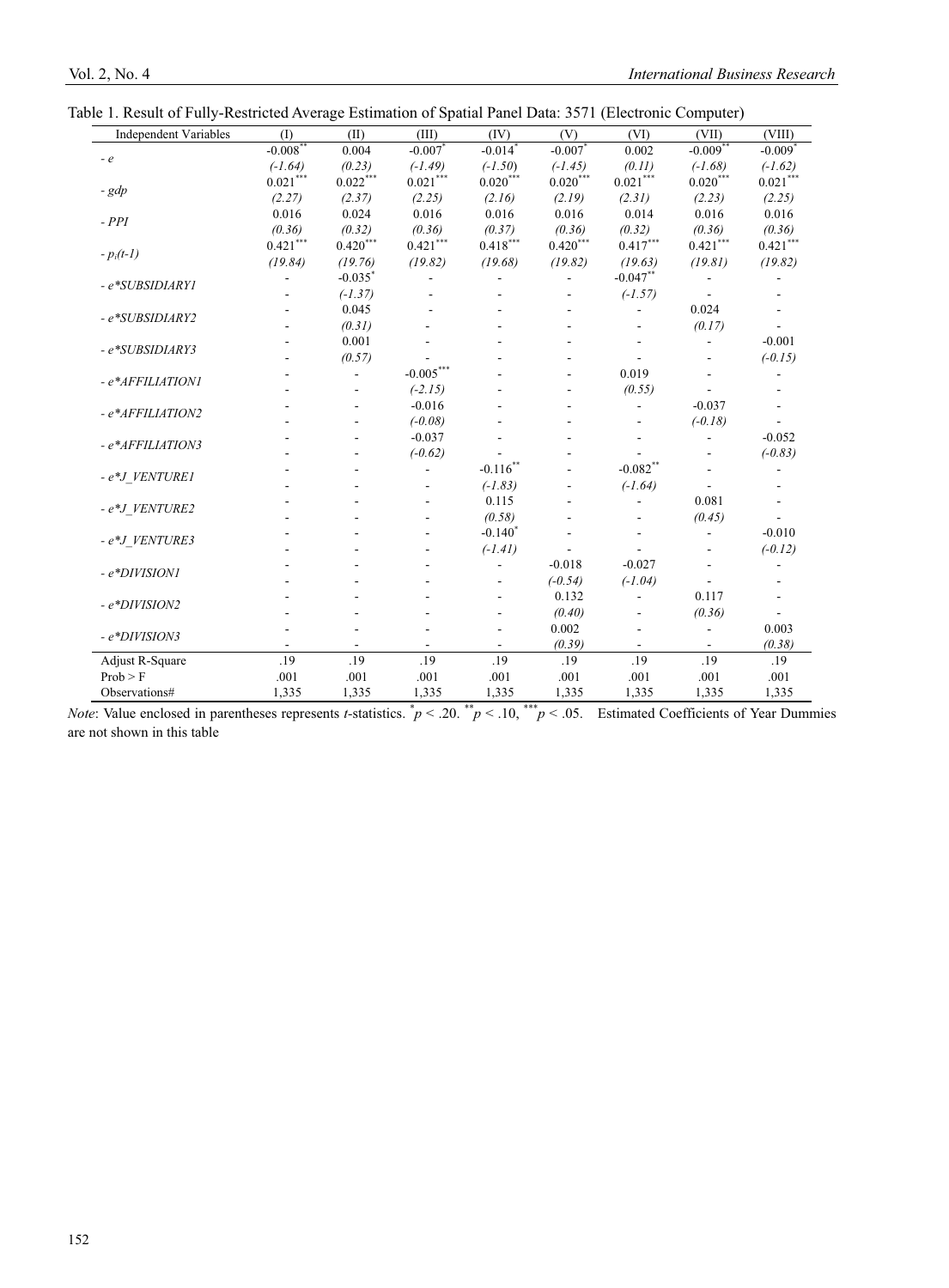Table 1. Result of Fully-Restricted Average Estimation of Spatial Panel Data: 3571 (Electronic Computer)

| Independent Variables | (I) | (II) | (III) | (IV) | (V) | (VI) | (VII) | (VIII) |
|---|---|---|---|---|---|---|---|---|
| *- e* | -0.008** | 0.004 | -0.007* | -0.014* | -0.007* | 0.002 | -0.009** | -0.009* |
| | *(-1.64)* | *(0.23)* | *(-1.49)* | *(-1.50)* | *(-1.45)* | *(0.11)* | *(-1.68)* | *(-1.62)* |
| *- gdp* | 0.021*** | 0.022*** | 0.021*** | 0.020*** | 0.020*** | 0.021*** | 0.020*** | 0.021*** |
| | *(2.27)* | *(2.37)* | *(2.25)* | *(2.16)* | *(2.19)* | *(2.31)* | *(2.23)* | *(2.25)* |
| *- PPI* | 0.016 | 0.024 | 0.016 | 0.016 | 0.016 | 0.014 | 0.016 | 0.016 |
| | *(0.36)* | *(0.32)* | *(0.36)* | *(0.37)* | *(0.36)* | *(0.32)* | *(0.36)* | *(0.36)* |
| *- $p_i(t-1)$* | 0.421*** | 0.420*** | 0.421*** | 0.418*** | 0.420*** | 0.417*** | 0.421*** | 0.421*** |
| | *(19.84)* | *(19.76)* | *(19.82)* | *(19.68)* | *(19.82)* | *(19.63)* | *(19.81)* | *(19.82)* |
| *- e*SUBSIDIARY1* | - | -0.035* | - | - | - | -0.047** | - | - |
| | - | *(-1.37)* | - | - | - | *(-1.57)* | - | - |
| *- e*SUBSIDIARY2* | - | 0.045 | - | - | - | - | 0.024 | - |
| | - | *(0.31)* | - | - | - | - | *(0.17)* | - |
| *- e*SUBSIDIARY3* | - | 0.001 | - | - | - | - | - | -0.001 |
| | - | *(0.57)* | - | - | - | - | - | *(-0.15)* |
| *- e*AFFILIATION1* | - | - | -0.005*** | - | - | 0.019 | - | - |
| | - | - | *(-2.15)* | - | - | *(0.55)* | - | - |
| *- e*AFFILIATION2* | - | - | -0.016 | - | - | - | -0.037 | - |
| | - | - | *(-0.08)* | - | - | - | *(-0.18)* | - |
| *- e*AFFILIATION3* | - | - | -0.037 | - | - | - | - | -0.052 |
| | - | - | *(-0.62)* | - | - | - | - | *(-0.83)* |
| *- e*J_VENTURE1* | - | - | - | -0.116** | - | -0.082** | - | - |
| | - | - | - | *(-1.83)* | - | *(-1.64)* | - | - |
| *- e*J_VENTURE2* | - | - | - | 0.115 | - | - | 0.081 | - |
| | - | - | - | *(0.58)* | - | - | *(0.45)* | - |
| *- e*J_VENTURE3* | - | - | - | -0.140* | - | - | - | -0.010 |
| | - | - | - | *(-1.41)* | - | - | - | *(-0.12)* |
| *- e*DIVISION1* | - | - | - | - | -0.018 | -0.027 | - | - |
| | - | - | - | - | *(-0.54)* | *(-1.04)* | - | - |
| *- e*DIVISION2* | - | - | - | - | 0.132 | - | 0.117 | - |
| | - | - | - | - | *(0.40)* | - | *(0.36)* | - |
| *- e*DIVISION3* | - | - | - | - | 0.002 | - | - | 0.003 |
| | - | - | - | - | *(0.39)* | - | - | *(0.38)* |
| Adjust R-Square | .19 | .19 | .19 | .19 | .19 | .19 | .19 | .19 |
| Prob > F | .001 | .001 | .001 | .001 | .001 | .001 | .001 | .001 |
| Observations# | 1,335 | 1,335 | 1,335 | 1,335 | 1,335 | 1,335 | 1,335 | 1,335 |

*Note*: Value enclosed in parentheses represents *t*-statistics. * $p < .20$. ** $p < .10$, *** $p < .05$. Estimated Coefficients of Year Dummies are not shown in this table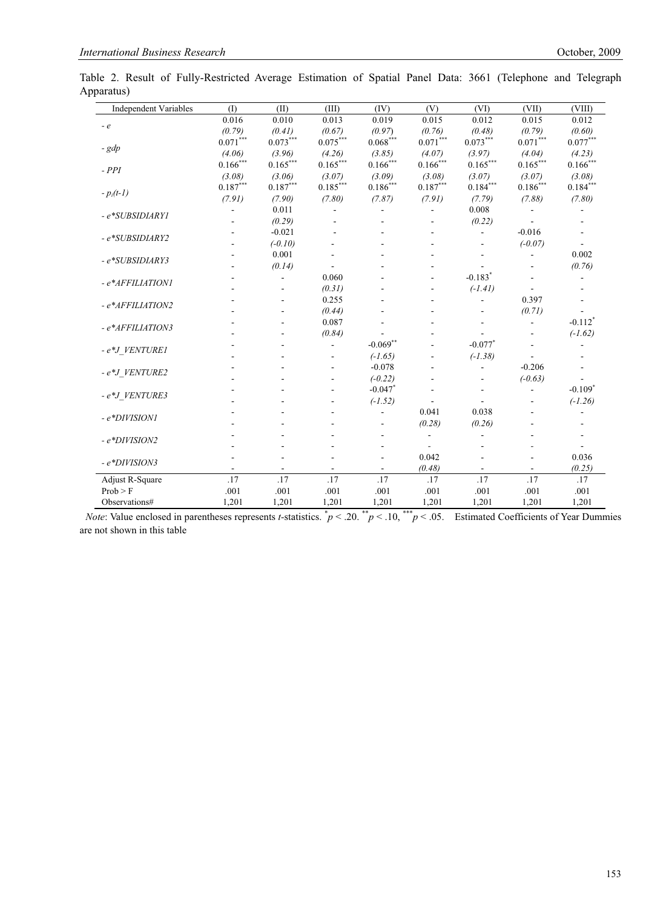Table 2. Result of Fully-Restricted Average Estimation of Spatial Panel Data: 3661 (Telephone and Telegraph Apparatus)

| Independent Variables | (I) | (II) | (III) | (IV) | (V) | (VI) | (VII) | (VIII) |
|---|---|---|---|---|---|---|---|---|
| - e | 0.016 | 0.010 | 0.013 | 0.019 | 0.015 | 0.012 | 0.015 | 0.012 |
| | *(0.79)* | *(0.41)* | *(0.67)* | *(0.97)* | *(0.76)* | *(0.48)* | *(0.79)* | *(0.60)* |
| - gdp | $0.071^{***}$ | $0.073^{***}$ | $0.075^{***}$ | $0.068^{***}$ | $0.071^{***}$ | $0.073^{***}$ | $0.071^{***}$ | $0.077^{***}$ |
| | *(4.06)* | *(3.96)* | *(4.26)* | *(3.85)* | *(4.07)* | *(3.97)* | *(4.04)* | *(4.23)* |
| - PPI | $0.166^{***}$ | $0.165^{***}$ | $0.165^{***}$ | $0.166^{***}$ | $0.166^{***}$ | $0.165^{***}$ | $0.165^{***}$ | $0.166^{***}$ |
| | *(3.08)* | *(3.06)* | *(3.07)* | *(3.09)* | *(3.08)* | *(3.07)* | *(3.07)* | *(3.08)* |
| - $p_i(t-1)$ | $0.187^{***}$ | $0.187^{***}$ | $0.185^{***}$ | $0.186^{***}$ | $0.187^{***}$ | $0.184^{***}$ | $0.186^{***}$ | $0.184^{***}$ |
| | *(7.91)* | *(7.90)* | *(7.80)* | *(7.87)* | *(7.91)* | *(7.79)* | *(7.88)* | *(7.80)* |
| - e*SUBSIDIARY1 | - | 0.011 | - | - | - | 0.008 | - | - |
| | - | *(0.29)* | - | - | - | *(0.22)* | - | - |
| - e*SUBSIDIARY2 | - | -0.021 | - | - | - | - | -0.016 | - |
| | - | *(-0.10)* | - | - | - | - | *(-0.07)* | - |
| - e*SUBSIDIARY3 | - | 0.001 | - | - | - | - | - | 0.002 |
| | - | *(0.14)* | - | - | - | - | - | *(0.76)* |
| - e*AFFILIATION1 | - | - | 0.060 | - | - | $-0.183^{*}$ | - | - |
| | - | - | *(0.31)* | - | - | *(-1.41)* | - | - |
| - e*AFFILIATION2 | - | - | 0.255 | - | - | - | 0.397 | - |
| | - | - | *(0.44)* | - | - | - | *(0.71)* | - |
| - e*AFFILIATION3 | - | - | 0.087 | - | - | - | - | $-0.112^{*}$ |
| | - | - | *(0.84)* | - | - | - | - | *(-1.62)* |
| - e*J_VENTURE1 | - | - | - | $-0.069^{**}$ | - | $-0.077^{*}$ | - | - |
| | - | - | - | *(-1.65)* | - | *(-1.38)* | - | - |
| - e*J_VENTURE2 | - | - | - | -0.078 | - | - | -0.206 | - |
| | - | - | - | *(-0.22)* | - | - | *(-0.63)* | - |
| - e*J_VENTURE3 | - | - | - | $-0.047^{*}$ | - | - | - | $-0.109^{*}$ |
| | - | - | - | *(-1.52)* | - | - | - | *(-1.26)* |
| - e*DIVISION1 | - | - | - | - | 0.041 | 0.038 | - | - |
| | - | - | - | - | *(0.28)* | *(0.26)* | - | - |
| - e*DIVISION2 | - | - | - | - | - | - | - | - |
| | - | - | - | - | - | - | - | - |
| - e*DIVISION3 | - | - | - | - | 0.042 | - | - | 0.036 |
| | - | - | - | - | *(0.48)* | - | - | *(0.25)* |
| Adjust R-Square | .17 | .17 | .17 | .17 | .17 | .17 | .17 | .17 |
| Prob > F | .001 | .001 | .001 | .001 | .001 | .001 | .001 | .001 |
| Observations# | 1,201 | 1,201 | 1,201 | 1,201 | 1,201 | 1,201 | 1,201 | 1,201 |

*Note*: Value enclosed in parentheses represents *t*-statistics. $^{*}p < .20$. $^{**}p < .10$, $^{***}p < .05$. Estimated Coefficients of Year Dummies are not shown in this table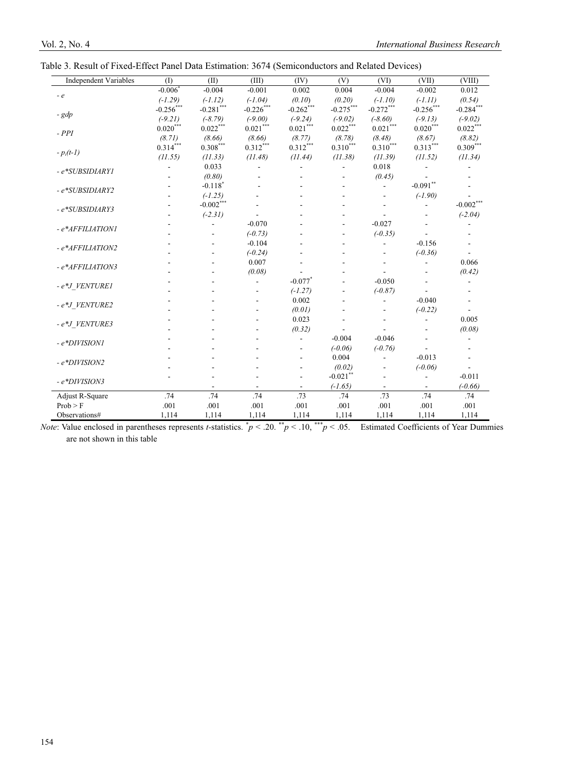Table 3. Result of Fixed-Effect Panel Data Estimation: 3674 (Semiconductors and Related Devices)

| Independent Variables | (I) | (II) | (III) | (IV) | (V) | (VI) | (VII) | (VIII) |
|---|---|---|---|---|---|---|---|---|
| - $e$ | -0.006* | -0.004 | -0.001 | 0.002 | 0.004 | -0.004 | -0.002 | 0.012 |
| | *(-1.29)* | *(-1.12)* | *(-1.04)* | *(0.10)* | *(0.20)* | *(-1.10)* | *(-1.11)* | *(0.54)* |
| - $gdp$ | -0.256*** | -0.281*** | -0.226*** | -0.262*** | -0.275*** | -0.272*** | -0.256*** | -0.284*** |
| | *(-9.21)* | *(-8.79)* | *(-9.00)* | *(-9.24)* | *(-9.02)* | *(-8.60)* | *(-9.13)* | *(-9.02)* |
| - $PPI$ | 0.020*** | 0.022*** | 0.021*** | 0.021*** | 0.022*** | 0.021*** | 0.020*** | 0.022*** |
| | *(8.71)* | *(8.66)* | *(8.66)* | *(8.77)* | *(8.78)* | *(8.48)* | *(8.67)* | *(8.82)* |
| - $p_i(t-1)$ | 0.314*** | 0.308*** | 0.312*** | 0.312*** | 0.310*** | 0.310*** | 0.313*** | 0.309*** |
| | *(11.55)* | *(11.33)* | *(11.48)* | *(11.44)* | *(11.38)* | *(11.39)* | *(11.52)* | *(11.34)* |
| - $e$*SUBSIDIARY1 | - | 0.033 | - | - | - | 0.018 | - | - |
| | - | *(0.80)* | - | - | - | *(0.45)* | - | - |
| - $e$*SUBSIDIARY2 | - | -0.118* | - | - | - | - | -0.091** | - |
| | - | *(-1.25)* | - | - | - | - | *(-1.90)* | - |
| - $e$*SUBSIDIARY3 | - | -0.002*** | - | - | - | - | - | -0.002*** |
| | - | *(-2.31)* | - | - | - | - | - | *(-2.04)* |
| - $e$*AFFILIATION1 | - | - | -0.070 | - | - | -0.027 | - | - |
| | - | - | *(-0.73)* | - | - | *(-0.35)* | - | - |
| - $e$*AFFILIATION2 | - | - | -0.104 | - | - | - | -0.156 | - |
| | - | - | *(-0.24)* | - | - | - | *(-0.36)* | - |
| - $e$*AFFILIATION3 | - | - | 0.007 | - | - | - | - | 0.066 |
| | - | - | *(0.08)* | - | - | - | - | *(0.42)* |
| - $e$*J_VENTURE1 | - | - | - | -0.077* | - | -0.050 | - | - |
| | - | - | - | *(-1.27)* | - | *(-0.87)* | - | - |
| - $e$*J_VENTURE2 | - | - | - | 0.002 | - | - | -0.040 | - |
| | - | - | - | *(0.01)* | - | - | *(-0.22)* | - |
| - $e$*J_VENTURE3 | - | - | - | 0.023 | - | - | - | 0.005 |
| | - | - | - | *(0.32)* | - | - | - | *(0.08)* |
| - $e$*DIVISION1 | - | - | - | - | -0.004 | -0.046 | - | - |
| | - | - | - | - | *(-0.06)* | *(-0.76)* | - | - |
| - $e$*DIVISION2 | - | - | - | - | 0.004 | - | -0.013 | - |
| | - | - | - | - | *(0.02)* | - | *(-0.06)* | - |
| - $e$*DIVISION3 | - | - | - | - | -0.021** | - | - | -0.011 |
| | | - | - | - | *(-1.65)* | - | - | *(-0.66)* |
| Adjust R-Square | .74 | .74 | .74 | .73 | .74 | .73 | .74 | .74 |
| Prob > F | .001 | .001 | .001 | .001 | .001 | .001 | .001 | .001 |
| Observations# | 1,114 | 1,114 | 1,114 | 1,114 | 1,114 | 1,114 | 1,114 | 1,114 |

*Note*: Value enclosed in parentheses represents *t*-statistics. * $p < .20$. ** $p < .10$, *** $p < .05$. Estimated Coefficients of Year Dummies are not shown in this table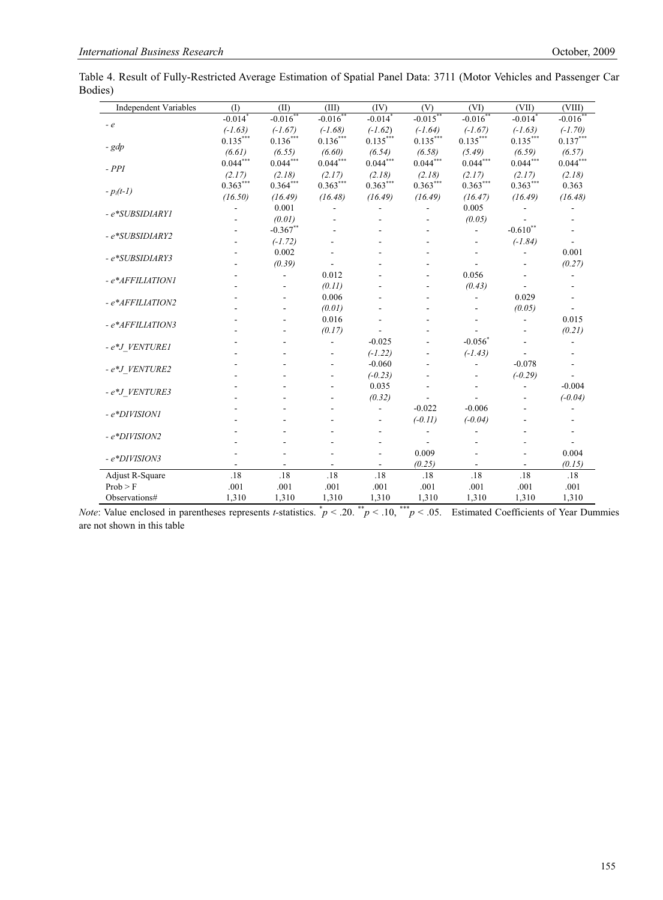Table 4. Result of Fully-Restricted Average Estimation of Spatial Panel Data: 3711 (Motor Vehicles and Passenger Car Bodies)

| Independent Variables | (I) | (II) | (III) | (IV) | (V) | (VI) | (VII) | (VIII) |
|---|---|---|---|---|---|---|---|---|
| - $e$ | -0.014* | -0.016** | -0.016** | -0.014* | -0.015** | -0.016** | -0.014* | -0.016** |
| | *(-1.63)* | *(-1.67)* | *(-1.68)* | *(-1.62)* | *(-1.64)* | *(-1.67)* | *(-1.63)* | *(-1.70)* |
| - $gdp$ | 0.135*** | 0.136*** | 0.136*** | 0.135*** | 0.135*** | 0.135*** | 0.135*** | 0.137*** |
| | *(6.61)* | *(6.55)* | *(6.60)* | *(6.54)* | *(6.58)* | *(5.49)* | *(6.59)* | *(6.57)* |
| - $PPI$ | 0.044*** | 0.044*** | 0.044*** | 0.044*** | 0.044*** | 0.044*** | 0.044*** | 0.044*** |
| | *(2.17)* | *(2.18)* | *(2.17)* | *(2.18)* | *(2.18)* | *(2.17)* | *(2.17)* | *(2.18)* |
| - $p_i(t\text{-}1)$ | 0.363*** | 0.364*** | 0.363*** | 0.363*** | 0.363*** | 0.363*** | 0.363*** | 0.363 |
| | *(16.50)* | *(16.49)* | *(16.48)* | *(16.49)* | *(16.49)* | *(16.47)* | *(16.49)* | *(16.48)* |
| - $e$*SUBSIDIARY1 | - | 0.001 | - | - | - | 0.005 | - | - |
| | - | *(0.01)* | - | - | - | *(0.05)* | - | - |
| - $e$*SUBSIDIARY2 | - | -0.367** | - | - | - | - | -0.610** | - |
| | - | *(-1.72)* | - | - | - | - | *(-1.84)* | - |
| - $e$*SUBSIDIARY3 | - | 0.002 | - | - | - | - | - | 0.001 |
| | - | *(0.39)* | - | - | - | - | - | *(0.27)* |
| - $e$*AFFILIATION1 | - | - | 0.012 | - | - | 0.056 | - | - |
| | - | - | *(0.11)* | - | - | *(0.43)* | - | - |
| - $e$*AFFILIATION2 | - | - | 0.006 | - | - | - | 0.029 | - |
| | - | - | *(0.01)* | - | - | - | *(0.05)* | - |
| - $e$*AFFILIATION3 | - | - | 0.016 | - | - | - | - | 0.015 |
| | - | - | *(0.17)* | - | - | - | - | *(0.21)* |
| - $e$*J_VENTURE1 | - | - | - | -0.025 | - | -0.056* | - | - |
| | - | - | - | *(-1.22)* | - | *(-1.43)* | - | - |
| - $e$*J_VENTURE2 | - | - | - | -0.060 | - | - | -0.078 | - |
| | - | - | - | *(-0.23)* | - | - | *(-0.29)* | - |
| - $e$*J_VENTURE3 | - | - | - | 0.035 | - | - | - | -0.004 |
| | - | - | - | *(0.32)* | - | - | - | *(-0.04)* |
| - $e$*DIVISION1 | - | - | - | - | -0.022 | -0.006 | - | - |
| | - | - | - | - | *(-0.11)* | *(-0.04)* | - | - |
| - $e$*DIVISION2 | - | - | - | - | - | - | - | - |
| | - | - | - | - | - | - | - | - |
| - $e$*DIVISION3 | - | - | - | - | 0.009 | - | - | 0.004 |
| | - | - | - | - | *(0.25)* | - | - | *(0.15)* |
| Adjust R-Square | .18 | .18 | .18 | .18 | .18 | .18 | .18 | .18 |
| Prob > F | .001 | .001 | .001 | .001 | .001 | .001 | .001 | .001 |
| Observations# | 1,310 | 1,310 | 1,310 | 1,310 | 1,310 | 1,310 | 1,310 | 1,310 |

*Note*: Value enclosed in parentheses represents *t*-statistics. * $p < .20$. ** $p < .10$, *** $p < .05$. Estimated Coefficients of Year Dummies are not shown in this table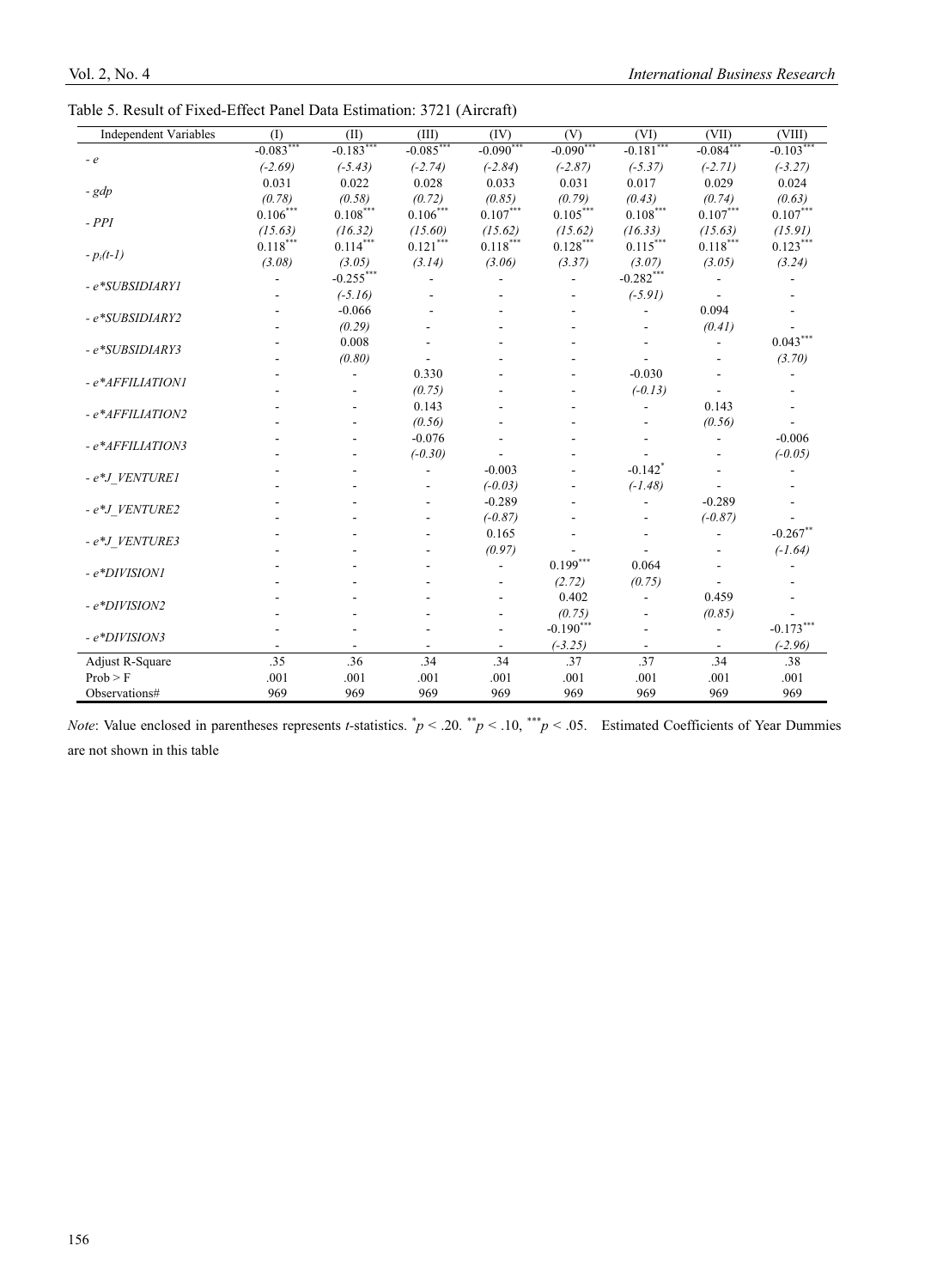Table 5. Result of Fixed-Effect Panel Data Estimation: 3721 (Aircraft)

| Independent Variables | (I) | (II) | (III) | (IV) | (V) | (VI) | (VII) | (VIII) |
|---|---|---|---|---|---|---|---|---|
| - *e* | -0.083*** | -0.183*** | -0.085*** | -0.090*** | -0.090*** | -0.181*** | -0.084*** | -0.103*** |
| | *(-2.69)* | *(-5.43)* | *(-2.74)* | *(-2.84)* | *(-2.87)* | *(-5.37)* | *(-2.71)* | *(-3.27)* |
| - *gdp* | 0.031 | 0.022 | 0.028 | 0.033 | 0.031 | 0.017 | 0.029 | 0.024 |
| | *(0.78)* | *(0.58)* | *(0.72)* | *(0.85)* | *(0.79)* | *(0.43)* | *(0.74)* | *(0.63)* |
| - *PPI* | 0.106*** | 0.108*** | 0.106*** | 0.107*** | 0.105*** | 0.108*** | 0.107*** | 0.107*** |
| | *(15.63)* | *(16.32)* | *(15.60)* | *(15.62)* | *(15.62)* | *(16.33)* | *(15.63)* | *(15.91)* |
| - $p_i(t\text{-}1)$ | 0.118*** | 0.114*** | 0.121*** | 0.118*** | 0.128*** | 0.115*** | 0.118*** | 0.123*** |
| | *(3.08)* | *(3.05)* | *(3.14)* | *(3.06)* | *(3.37)* | *(3.07)* | *(3.05)* | *(3.24)* |
| - *e*\*SUBSIDIARY1* | - | -0.255*** | - | - | - | -0.282*** | - | - |
| | - | *(-5.16)* | - | - | - | *(-5.91)* | - | - |
| - *e*\*SUBSIDIARY2* | - | -0.066 | - | - | - | - | 0.094 | - |
| | - | *(0.29)* | - | - | - | - | *(0.41)* | - |
| - *e*\*SUBSIDIARY3* | - | 0.008 | - | - | - | - | - | 0.043*** |
| | - | *(0.80)* | - | - | - | - | - | *(3.70)* |
| - *e*\*AFFILIATION1* | - | - | 0.330 | - | - | -0.030 | - | - |
| | - | - | *(0.75)* | - | - | *(-0.13)* | - | - |
| - *e*\*AFFILIATION2* | - | - | 0.143 | - | - | - | 0.143 | - |
| | - | - | *(0.56)* | - | - | - | *(0.56)* | - |
| - *e*\*AFFILIATION3* | - | - | -0.076 | - | - | - | - | -0.006 |
| | - | - | *(-0.30)* | - | - | - | - | *(-0.05)* |
| - *e*\*J_VENTURE1* | - | - | - | -0.003 | - | -0.142* | - | - |
| | - | - | - | *(-0.03)* | - | *(-1.48)* | - | - |
| - *e*\*J_VENTURE2* | - | - | - | -0.289 | - | - | -0.289 | - |
| | - | - | - | *(-0.87)* | - | - | *(-0.87)* | - |
| - *e*\*J_VENTURE3* | - | - | - | 0.165 | - | - | - | -0.267** |
| | - | - | - | *(0.97)* | - | - | - | *(-1.64)* |
| - *e*\*DIVISION1* | - | - | - | - | 0.199*** | 0.064 | - | - |
| | - | - | - | - | *(2.72)* | *(0.75)* | - | - |
| - *e*\*DIVISION2* | - | - | - | - | 0.402 | - | 0.459 | - |
| | - | - | - | - | *(0.75)* | - | *(0.85)* | - |
| - *e*\*DIVISION3* | - | - | - | - | -0.190*** | - | - | -0.173*** |
| | - | - | - | - | *(-3.25)* | - | - | *(-2.96)* |
| Adjust R-Square | .35 | .36 | .34 | .34 | .37 | .37 | .34 | .38 |
| Prob > F | .001 | .001 | .001 | .001 | .001 | .001 | .001 | .001 |
| Observations# | 969 | 969 | 969 | 969 | 969 | 969 | 969 | 969 |

*Note*: Value enclosed in parentheses represents *t*-statistics. *$p < .20$. **$p < .10$, ***$p < .05$. Estimated Coefficients of Year Dummies are not shown in this table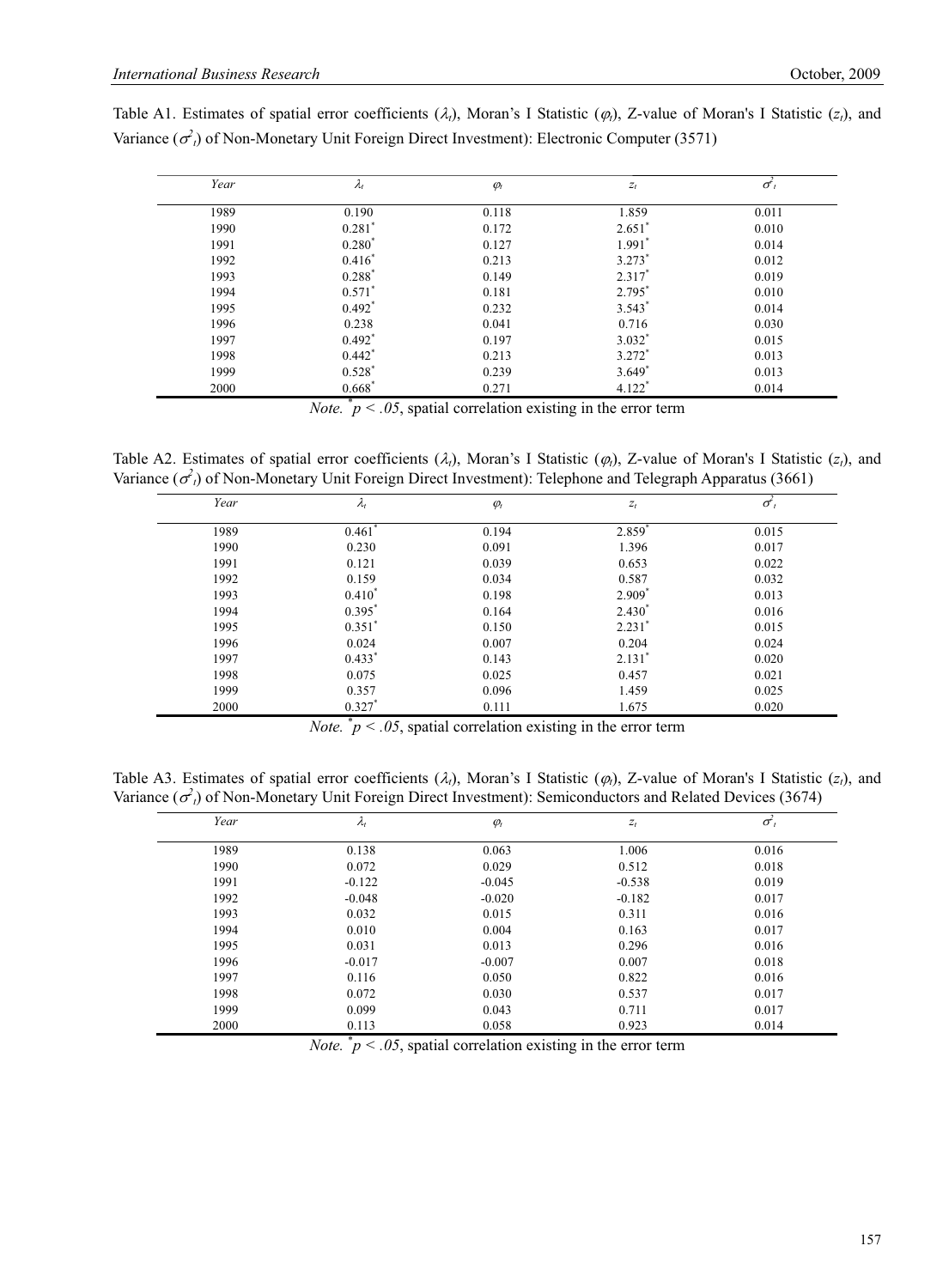Table A1. Estimates of spatial error coefficients ($\lambda_t$), Moran's I Statistic ($\varphi_t$), Z-value of Moran's I Statistic ($z_t$), and Variance ($\sigma^2_t$) of Non-Monetary Unit Foreign Direct Investment): Electronic Computer (3571)

| *Year* | $\lambda_t$ | $\varphi_t$ | $z_t$ | $\sigma^2_t$ |
|---|---|---|---|---|
| 1989 | 0.190 | 0.118 | 1.859 | 0.011 |
| 1990 | 0.281* | 0.172 | 2.651* | 0.010 |
| 1991 | 0.280* | 0.127 | 1.991* | 0.014 |
| 1992 | 0.416* | 0.213 | 3.273* | 0.012 |
| 1993 | 0.288* | 0.149 | 2.317* | 0.019 |
| 1994 | 0.571* | 0.181 | 2.795* | 0.010 |
| 1995 | 0.492* | 0.232 | 3.543* | 0.014 |
| 1996 | 0.238 | 0.041 | 0.716 | 0.030 |
| 1997 | 0.492* | 0.197 | 3.032* | 0.015 |
| 1998 | 0.442* | 0.213 | 3.272* | 0.013 |
| 1999 | 0.528* | 0.239 | 3.649* | 0.013 |
| 2000 | 0.668* | 0.271 | 4.122* | 0.014 |

*Note.* * $p < .05$, spatial correlation existing in the error term

Table A2. Estimates of spatial error coefficients ($\lambda_t$), Moran's I Statistic ($\varphi_t$), Z-value of Moran's I Statistic ($z_t$), and Variance ($\sigma^2_t$) of Non-Monetary Unit Foreign Direct Investment): Telephone and Telegraph Apparatus (3661)

| *Year* | $\lambda_t$ | $\varphi_t$ | $z_t$ | $\sigma^2_t$ |
|---|---|---|---|---|
| 1989 | 0.461* | 0.194 | 2.859* | 0.015 |
| 1990 | 0.230 | 0.091 | 1.396 | 0.017 |
| 1991 | 0.121 | 0.039 | 0.653 | 0.022 |
| 1992 | 0.159 | 0.034 | 0.587 | 0.032 |
| 1993 | 0.410* | 0.198 | 2.909* | 0.013 |
| 1994 | 0.395* | 0.164 | 2.430* | 0.016 |
| 1995 | 0.351* | 0.150 | 2.231* | 0.015 |
| 1996 | 0.024 | 0.007 | 0.204 | 0.024 |
| 1997 | 0.433* | 0.143 | 2.131* | 0.020 |
| 1998 | 0.075 | 0.025 | 0.457 | 0.021 |
| 1999 | 0.357 | 0.096 | 1.459 | 0.025 |
| 2000 | 0.327* | 0.111 | 1.675 | 0.020 |

*Note.* * $p < .05$, spatial correlation existing in the error term

Table A3. Estimates of spatial error coefficients ($\lambda_t$), Moran's I Statistic ($\varphi_t$), Z-value of Moran's I Statistic ($z_t$), and Variance ($\sigma^2_t$) of Non-Monetary Unit Foreign Direct Investment): Semiconductors and Related Devices (3674)

| *Year* | $\lambda_t$ | $\varphi_t$ | $z_t$ | $\sigma^2_t$ |
|---|---|---|---|---|
| 1989 | 0.138 | 0.063 | 1.006 | 0.016 |
| 1990 | 0.072 | 0.029 | 0.512 | 0.018 |
| 1991 | -0.122 | -0.045 | -0.538 | 0.019 |
| 1992 | -0.048 | -0.020 | -0.182 | 0.017 |
| 1993 | 0.032 | 0.015 | 0.311 | 0.016 |
| 1994 | 0.010 | 0.004 | 0.163 | 0.017 |
| 1995 | 0.031 | 0.013 | 0.296 | 0.016 |
| 1996 | -0.017 | -0.007 | 0.007 | 0.018 |
| 1997 | 0.116 | 0.050 | 0.822 | 0.016 |
| 1998 | 0.072 | 0.030 | 0.537 | 0.017 |
| 1999 | 0.099 | 0.043 | 0.711 | 0.017 |
| 2000 | 0.113 | 0.058 | 0.923 | 0.014 |

*Note.* * $p < .05$, spatial correlation existing in the error term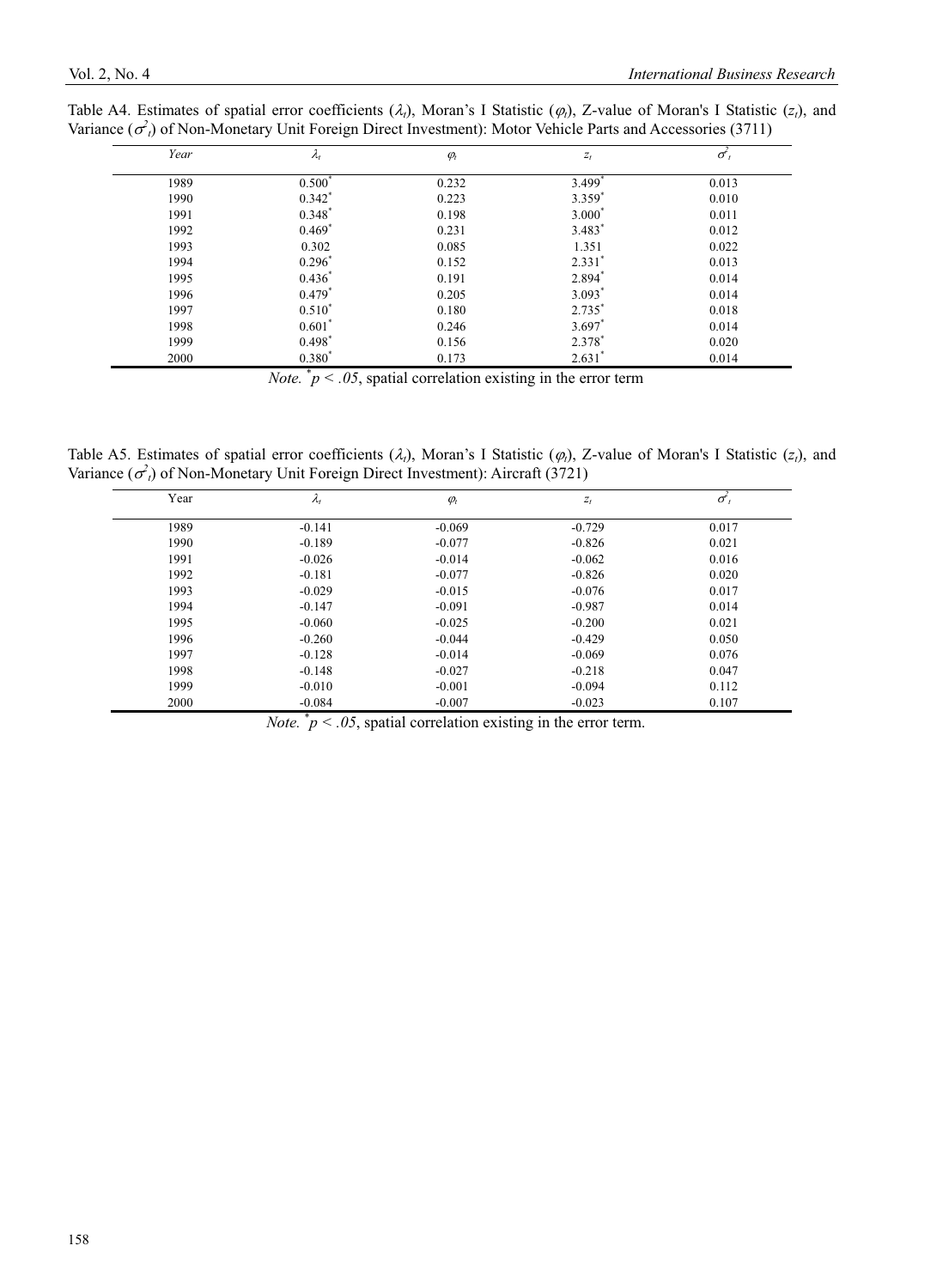Table A4. Estimates of spatial error coefficients ($\lambda_t$), Moran's I Statistic ($\varphi_t$), Z-value of Moran's I Statistic ($z_t$), and Variance ($\sigma^2_t$) of Non-Monetary Unit Foreign Direct Investment): Motor Vehicle Parts and Accessories (3711)

| *Year* | $\lambda_t$ | $\varphi_t$ | $z_t$ | $\sigma^2_t$ |
|---|---|---|---|---|
| 1989 | 0.500* | 0.232 | 3.499* | 0.013 |
| 1990 | 0.342* | 0.223 | 3.359* | 0.010 |
| 1991 | 0.348* | 0.198 | 3.000* | 0.011 |
| 1992 | 0.469* | 0.231 | 3.483* | 0.012 |
| 1993 | 0.302 | 0.085 | 1.351 | 0.022 |
| 1994 | 0.296* | 0.152 | 2.331* | 0.013 |
| 1995 | 0.436* | 0.191 | 2.894* | 0.014 |
| 1996 | 0.479* | 0.205 | 3.093* | 0.014 |
| 1997 | 0.510* | 0.180 | 2.735* | 0.018 |
| 1998 | 0.601* | 0.246 | 3.697* | 0.014 |
| 1999 | 0.498* | 0.156 | 2.378* | 0.020 |
| 2000 | 0.380* | 0.173 | 2.631* | 0.014 |

*Note.* * $p < .05$, spatial correlation existing in the error term

Table A5. Estimates of spatial error coefficients ($\lambda_t$), Moran's I Statistic ($\varphi_t$), Z-value of Moran's I Statistic ($z_t$), and Variance ($\sigma^2_t$) of Non-Monetary Unit Foreign Direct Investment): Aircraft (3721)

| Year | $\lambda_t$ | $\varphi_t$ | $z_t$ | $\sigma^2_t$ |
|---|---|---|---|---|
| 1989 | -0.141 | -0.069 | -0.729 | 0.017 |
| 1990 | -0.189 | -0.077 | -0.826 | 0.021 |
| 1991 | -0.026 | -0.014 | -0.062 | 0.016 |
| 1992 | -0.181 | -0.077 | -0.826 | 0.020 |
| 1993 | -0.029 | -0.015 | -0.076 | 0.017 |
| 1994 | -0.147 | -0.091 | -0.987 | 0.014 |
| 1995 | -0.060 | -0.025 | -0.200 | 0.021 |
| 1996 | -0.260 | -0.044 | -0.429 | 0.050 |
| 1997 | -0.128 | -0.014 | -0.069 | 0.076 |
| 1998 | -0.148 | -0.027 | -0.218 | 0.047 |
| 1999 | -0.010 | -0.001 | -0.094 | 0.112 |
| 2000 | -0.084 | -0.007 | -0.023 | 0.107 |

*Note.* * $p < .05$, spatial correlation existing in the error term.